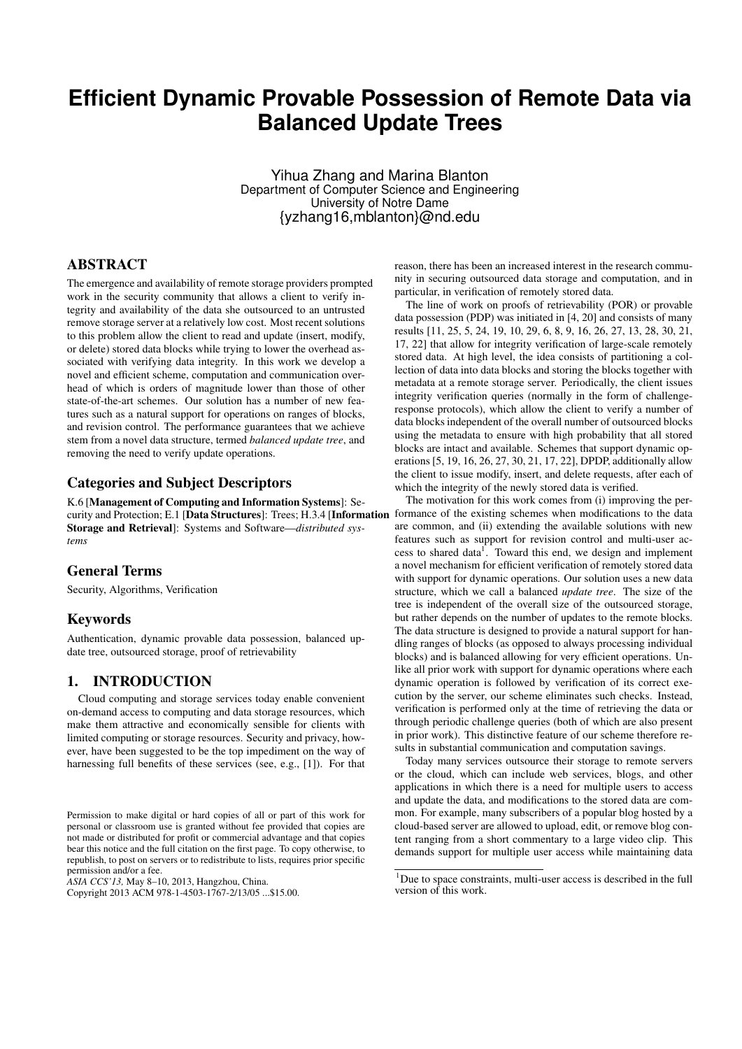# Efficient Dynamic Provable Possession of Remote Data via Balanced Update Trees

Yihua Zhang and Marina Blanton
Department of Computer Science and Engineering
University of Notre Dame
{yzhang16,mblanton}@nd.edu

## ABSTRACT

The emergence and availability of remote storage providers prompted work in the security community that allows a client to verify integrity and availability of the data she outsourced to an untrusted remove storage server at a relatively low cost. Most recent solutions to this problem allow the client to read and update (insert, modify, or delete) stored data blocks while trying to lower the overhead associated with verifying data integrity. In this work we develop a novel and efficient scheme, computation and communication overhead of which is orders of magnitude lower than those of other state-of-the-art schemes. Our solution has a number of new features such as a natural support for operations on ranges of blocks, and revision control. The performance guarantees that we achieve stem from a novel data structure, termed *balanced update tree*, and removing the need to verify update operations.

## Categories and Subject Descriptors

K.6 [**Management of Computing and Information Systems**]: Security and Protection; E.1 [**Data Structures**]: Trees; H.3.4 [**Information Storage and Retrieval**]: Systems and Software—*distributed systems*

## General Terms

Security, Algorithms, Verification

## Keywords

Authentication, dynamic provable data possession, balanced update tree, outsourced storage, proof of retrievability

## 1. INTRODUCTION

Cloud computing and storage services today enable convenient on-demand access to computing and data storage resources, which make them attractive and economically sensible for clients with limited computing or storage resources. Security and privacy, however, have been suggested to be the top impediment on the way of harnessing full benefits of these services (see, e.g., [1]). For that reason, there has been an increased interest in the research community in securing outsourced data storage and computation, and in particular, in verification of remotely stored data.

The line of work on proofs of retrievability (POR) or provable data possession (PDP) was initiated in [4, 20] and consists of many results [11, 25, 5, 24, 19, 10, 29, 6, 8, 9, 16, 26, 27, 13, 28, 30, 21, 17, 22] that allow for integrity verification of large-scale remotely stored data. At high level, the idea consists of partitioning a collection of data into data blocks and storing the blocks together with metadata at a remote storage server. Periodically, the client issues integrity verification queries (normally in the form of challenge-response protocols), which allow the client to verify a number of data blocks independent of the overall number of outsourced blocks using the metadata to ensure with high probability that all stored blocks are intact and available. Schemes that support dynamic operations [5, 19, 16, 26, 27, 30, 21, 17, 22], DPDP, additionally allow the client to issue modify, insert, and delete requests, after each of which the integrity of the newly stored data is verified.

The motivation for this work comes from (i) improving the performance of the existing schemes when modifications to the data are common, and (ii) extending the available solutions with new features such as support for revision control and multi-user access to shared data[1]. Toward this end, we design and implement a novel mechanism for efficient verification of remotely stored data with support for dynamic operations. Our solution uses a new data structure, which we call a balanced *update tree*. The size of the tree is independent of the overall size of the outsourced storage, but rather depends on the number of updates to the remote blocks. The data structure is designed to provide a natural support for handling ranges of blocks (as opposed to always processing individual blocks) and is balanced allowing for very efficient operations. Unlike all prior work with support for dynamic operations where each dynamic operation is followed by verification of its correct execution by the server, our scheme eliminates such checks. Instead, verification is performed only at the time of retrieving the data or through periodic challenge queries (both of which are also present in prior work). This distinctive feature of our scheme therefore results in substantial communication and computation savings.

Today many services outsource their storage to remote servers or the cloud, which can include web services, blogs, and other applications in which there is a need for multiple users to access and update the data, and modifications to the stored data are common. For example, many subscribers of a popular blog hosted by a cloud-based server are allowed to upload, edit, or remove blog content ranging from a short commentary to a large video clip. This demands support for multiple user access while maintaining data

[1]Due to space constraints, multi-user access is described in the full version of this work.

Permission to make digital or hard copies of all or part of this work for personal or classroom use is granted without fee provided that copies are not made or distributed for profit or commercial advantage and that copies bear this notice and the full citation on the first page. To copy otherwise, to republish, to post on servers or to redistribute to lists, requires prior specific permission and/or a fee.
*ASIA CCS'13,* May 8–10, 2013, Hangzhou, China.
Copyright 2013 ACM 978-1-4503-1767-2/13/05 ...$15.00.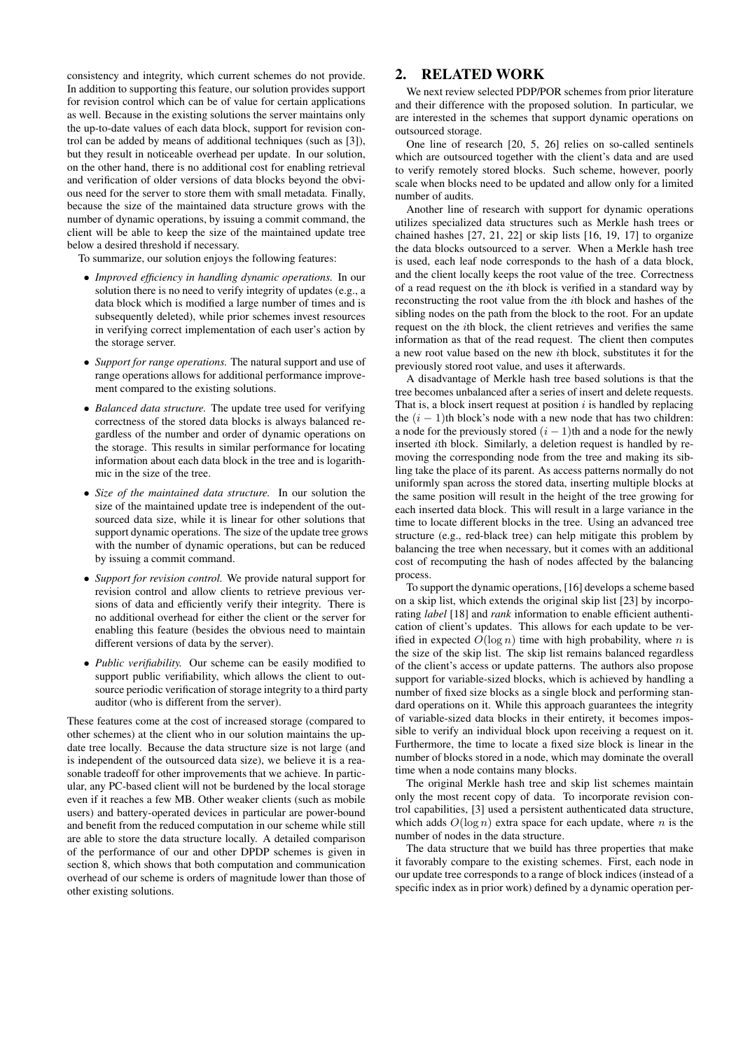consistency and integrity, which current schemes do not provide. In addition to supporting this feature, our solution provides support for revision control which can be of value for certain applications as well. Because in the existing solutions the server maintains only the up-to-date values of each data block, support for revision control can be added by means of additional techniques (such as [3]), but they result in noticeable overhead per update. In our solution, on the other hand, there is no additional cost for enabling retrieval and verification of older versions of data blocks beyond the obvious need for the server to store them with small metadata. Finally, because the size of the maintained data structure grows with the number of dynamic operations, by issuing a commit command, the client will be able to keep the size of the maintained update tree below a desired threshold if necessary.

To summarize, our solution enjoys the following features:

- *Improved efficiency in handling dynamic operations.* In our solution there is no need to verify integrity of updates (e.g., a data block which is modified a large number of times and is subsequently deleted), while prior schemes invest resources in verifying correct implementation of each user's action by the storage server.
- *Support for range operations.* The natural support and use of range operations allows for additional performance improvement compared to the existing solutions.
- *Balanced data structure.* The update tree used for verifying correctness of the stored data blocks is always balanced regardless of the number and order of dynamic operations on the storage. This results in similar performance for locating information about each data block in the tree and is logarithmic in the size of the tree.
- *Size of the maintained data structure.* In our solution the size of the maintained update tree is independent of the outsourced data size, while it is linear for other solutions that support dynamic operations. The size of the update tree grows with the number of dynamic operations, but can be reduced by issuing a commit command.
- *Support for revision control.* We provide natural support for revision control and allow clients to retrieve previous versions of data and efficiently verify their integrity. There is no additional overhead for either the client or the server for enabling this feature (besides the obvious need to maintain different versions of data by the server).
- *Public verifiability.* Our scheme can be easily modified to support public verifiability, which allows the client to outsource periodic verification of storage integrity to a third party auditor (who is different from the server).

These features come at the cost of increased storage (compared to other schemes) at the client who in our solution maintains the update tree locally. Because the data structure size is not large (and is independent of the outsourced data size), we believe it is a reasonable tradeoff for other improvements that we achieve. In particular, any PC-based client will not be burdened by the local storage even if it reaches a few MB. Other weaker clients (such as mobile users) and battery-operated devices in particular are power-bound and benefit from the reduced computation in our scheme while still are able to store the data structure locally. A detailed comparison of the performance of our and other DPDP schemes is given in section 8, which shows that both computation and communication overhead of our scheme is orders of magnitude lower than those of other existing solutions.

## 2. RELATED WORK

We next review selected PDP/POR schemes from prior literature and their difference with the proposed solution. In particular, we are interested in the schemes that support dynamic operations on outsourced storage.

One line of research [20, 5, 26] relies on so-called sentinels which are outsourced together with the client's data and are used to verify remotely stored blocks. Such scheme, however, poorly scale when blocks need to be updated and allow only for a limited number of audits.

Another line of research with support for dynamic operations utilizes specialized data structures such as Merkle hash trees or chained hashes [27, 21, 22] or skip lists [16, 19, 17] to organize the data blocks outsourced to a server. When a Merkle hash tree is used, each leaf node corresponds to the hash of a data block, and the client locally keeps the root value of the tree. Correctness of a read request on the $i$th block is verified in a standard way by reconstructing the root value from the $i$th block and hashes of the sibling nodes on the path from the block to the root. For an update request on the $i$th block, the client retrieves and verifies the same information as that of the read request. The client then computes a new root value based on the new $i$th block, substitutes it for the previously stored root value, and uses it afterwards.

A disadvantage of Merkle hash tree based solutions is that the tree becomes unbalanced after a series of insert and delete requests. That is, a block insert request at position $i$ is handled by replacing the $(i-1)$th block's node with a new node that has two children: a node for the previously stored $(i-1)$th and a node for the newly inserted $i$th block. Similarly, a deletion request is handled by removing the corresponding node from the tree and making its sibling take the place of its parent. As access patterns normally do not uniformly span across the stored data, inserting multiple blocks at the same position will result in the height of the tree growing for each inserted data block. This will result in a large variance in the time to locate different blocks in the tree. Using an advanced tree structure (e.g., red-black tree) can help mitigate this problem by balancing the tree when necessary, but it comes with an additional cost of recomputing the hash of nodes affected by the balancing process.

To support the dynamic operations, [16] develops a scheme based on a skip list, which extends the original skip list [23] by incorporating *label* [18] and *rank* information to enable efficient authentication of client's updates. This allows for each update to be verified in expected $O(\log n)$ time with high probability, where $n$ is the size of the skip list. The skip list remains balanced regardless of the client's access or update patterns. The authors also propose support for variable-sized blocks, which is achieved by handling a number of fixed size blocks as a single block and performing standard operations on it. While this approach guarantees the integrity of variable-sized data blocks in their entirety, it becomes impossible to verify an individual block upon receiving a request on it. Furthermore, the time to locate a fixed size block is linear in the number of blocks stored in a node, which may dominate the overall time when a node contains many blocks.

The original Merkle hash tree and skip list schemes maintain only the most recent copy of data. To incorporate revision control capabilities, [3] used a persistent authenticated data structure, which adds $O(\log n)$ extra space for each update, where $n$ is the number of nodes in the data structure.

The data structure that we build has three properties that make it favorably compare to the existing schemes. First, each node in our update tree corresponds to a range of block indices (instead of a specific index as in prior work) defined by a dynamic operation per-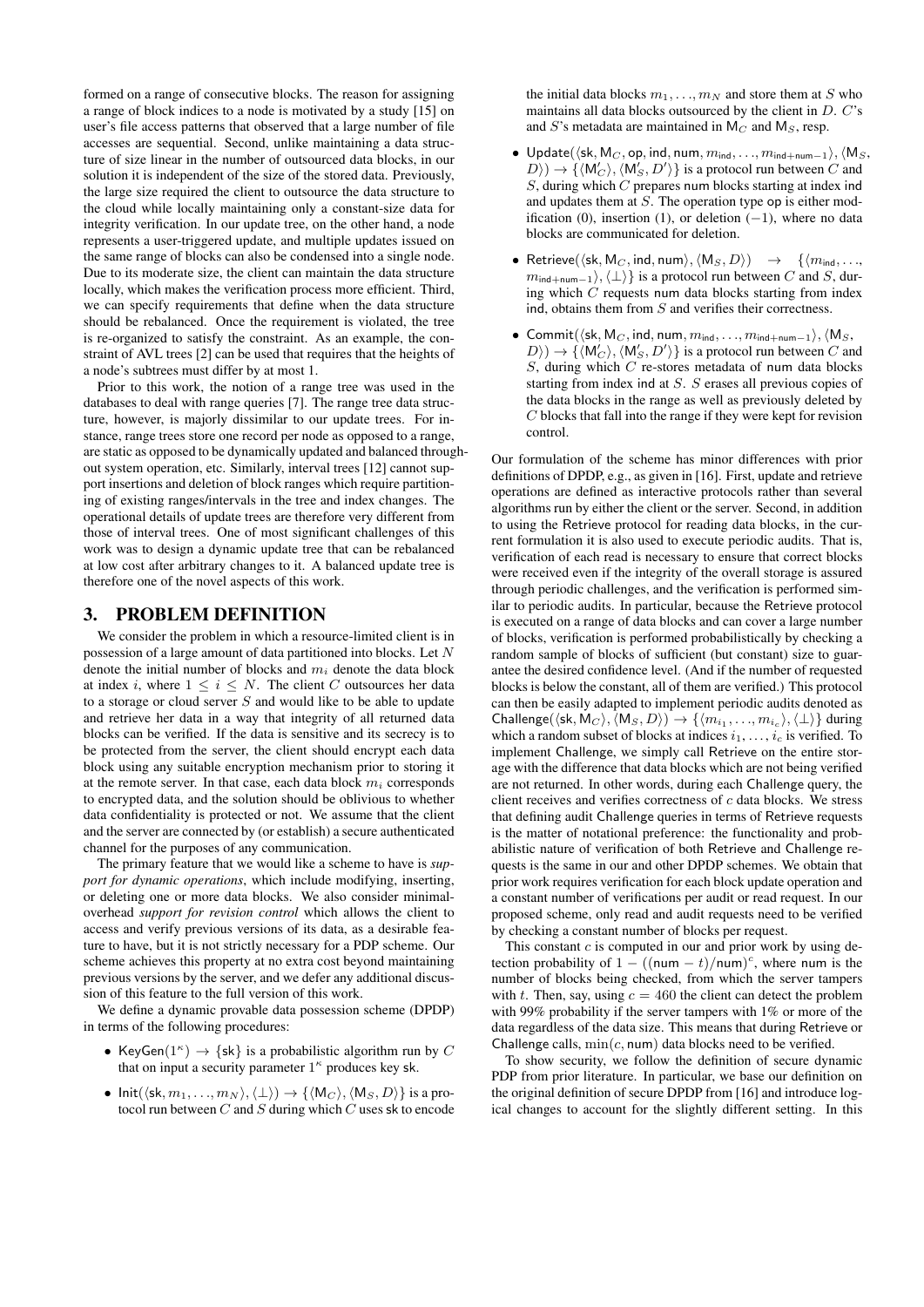formed on a range of consecutive blocks. The reason for assigning a range of block indices to a node is motivated by a study [15] on user's file access patterns that observed that a large number of file accesses are sequential. Second, unlike maintaining a data structure of size linear in the number of outsourced data blocks, in our solution it is independent of the size of the stored data. Previously, the large size required the client to outsource the data structure to the cloud while locally maintaining only a constant-size data for integrity verification. In our update tree, on the other hand, a node represents a user-triggered update, and multiple updates issued on the same range of blocks can also be condensed into a single node. Due to its moderate size, the client can maintain the data structure locally, which makes the verification process more efficient. Third, we can specify requirements that define when the data structure should be rebalanced. Once the requirement is violated, the tree is re-organized to satisfy the constraint. As an example, the constraint of AVL trees [2] can be used that requires that the heights of a node's subtrees must differ by at most 1.

Prior to this work, the notion of a range tree was used in the databases to deal with range queries [7]. The range tree data structure, however, is majorly dissimilar to our update trees. For instance, range trees store one record per node as opposed to a range, are static as opposed to be dynamically updated and balanced throughout system operation, etc. Similarly, interval trees [12] cannot support insertions and deletion of block ranges which require partitioning of existing ranges/intervals in the tree and index changes. The operational details of update trees are therefore very different from those of interval trees. One of most significant challenges of this work was to design a dynamic update tree that can be rebalanced at low cost after arbitrary changes to it. A balanced update tree is therefore one of the novel aspects of this work.

# 3. PROBLEM DEFINITION

We consider the problem in which a resource-limited client is in possession of a large amount of data partitioned into blocks. Let $N$ denote the initial number of blocks and $m_i$ denote the data block at index $i$, where $1 \leq i \leq N$. The client $C$ outsources her data to a storage or cloud server $S$ and would like to be able to update and retrieve her data in a way that integrity of all returned data blocks can be verified. If the data is sensitive and its secrecy is to be protected from the server, the client should encrypt each data block using any suitable encryption mechanism prior to storing it at the remote server. In that case, each data block $m_i$ corresponds to encrypted data, and the solution should be oblivious to whether data confidentiality is protected or not. We assume that the client and the server are connected by (or establish) a secure authenticated channel for the purposes of any communication.

The primary feature that we would like a scheme to have is *support for dynamic operations*, which include modifying, inserting, or deleting one or more data blocks. We also consider minimal-overhead *support for revision control* which allows the client to access and verify previous versions of its data, as a desirable feature to have, but it is not strictly necessary for a PDP scheme. Our scheme achieves this property at no extra cost beyond maintaining previous versions by the server, and we defer any additional discussion of this feature to the full version of this work.

We define a dynamic provable data possession scheme (DPDP) in terms of the following procedures:

- $\mathsf{KeyGen}(1^\kappa) \rightarrow \{\mathsf{sk}\}$ is a probabilistic algorithm run by $C$ that on input a security parameter $1^\kappa$ produces key $\mathsf{sk}$.
- $\mathsf{Init}(\langle \mathsf{sk}, m_1, \ldots, m_N \rangle, \langle \perp \rangle) \rightarrow \{\langle \mathsf{M}_C \rangle, \langle \mathsf{M}_S, D \rangle\}$ is a protocol run between $C$ and $S$ during which $C$ uses $\mathsf{sk}$ to encode the initial data blocks $m_1, \ldots, m_N$ and store them at $S$ who maintains all data blocks outsourced by the client in $D$. $C$'s and $S$'s metadata are maintained in $\mathsf{M}_C$ and $\mathsf{M}_S$, resp.
- $\mathsf{Update}(\langle \mathsf{sk}, \mathsf{M}_C, \mathsf{op}, \mathsf{ind}, \mathsf{num}, m_{\mathsf{ind}}, \ldots, m_{\mathsf{ind}+\mathsf{num}-1} \rangle, \langle \mathsf{M}_S, D \rangle) \rightarrow \{\langle \mathsf{M}'_C \rangle, \langle \mathsf{M}'_S, D' \rangle\}$ is a protocol run between $C$ and $S$, during which $C$ prepares $\mathsf{num}$ blocks starting at index $\mathsf{ind}$ and updates them at $S$. The operation type $\mathsf{op}$ is either modification (0), insertion (1), or deletion ($-1$), where no data blocks are communicated for deletion.
- $\mathsf{Retrieve}(\langle \mathsf{sk}, \mathsf{M}_C, \mathsf{ind}, \mathsf{num} \rangle, \langle \mathsf{M}_S, D \rangle) \rightarrow \{\langle m_{\mathsf{ind}}, \ldots, m_{\mathsf{ind}+\mathsf{num}-1} \rangle, \langle \perp \rangle\}$ is a protocol run between $C$ and $S$, during which $C$ requests $\mathsf{num}$ data blocks starting from index $\mathsf{ind}$, obtains them from $S$ and verifies their correctness.
- $\mathsf{Commit}(\langle \mathsf{sk}, \mathsf{M}_C, \mathsf{ind}, \mathsf{num}, m_{\mathsf{ind}}, \ldots, m_{\mathsf{ind}+\mathsf{num}-1} \rangle, \langle \mathsf{M}_S, D \rangle) \rightarrow \{\langle \mathsf{M}'_C \rangle, \langle \mathsf{M}'_S, D' \rangle\}$ is a protocol run between $C$ and $S$, during which $C$ re-stores metadata of $\mathsf{num}$ data blocks starting from index $\mathsf{ind}$ at $S$. $S$ erases all previous copies of the data blocks in the range as well as previously deleted by $C$ blocks that fall into the range if they were kept for revision control.

Our formulation of the scheme has minor differences with prior definitions of DPDP, e.g., as given in [16]. First, update and retrieve operations are defined as interactive protocols rather than several algorithms run by either the client or the server. Second, in addition to using the Retrieve protocol for reading data blocks, in the current formulation it is also used to execute periodic audits. That is, verification of each read is necessary to ensure that correct blocks were received even if the integrity of the overall storage is assured through periodic challenges, and the verification is performed similar to periodic audits. In particular, because the Retrieve protocol is executed on a range of data blocks and can cover a large number of blocks, verification is performed probabilistically by checking a random sample of blocks of sufficient (but constant) size to guarantee the desired confidence level. (And if the number of requested blocks is below the constant, all of them are verified.) This protocol can then be easily adapted to implement periodic audits denoted as $\mathsf{Challenge}(\langle \mathsf{sk}, \mathsf{M}_C \rangle, \langle \mathsf{M}_S, D \rangle) \rightarrow \{\langle m_{i_1}, \ldots, m_{i_c} \rangle, \langle \perp \rangle\}$ during which a random subset of blocks at indices $i_1, \ldots, i_c$ is verified. To implement Challenge, we simply call Retrieve on the entire storage with the difference that data blocks which are not being verified are not returned. In other words, during each Challenge query, the client receives and verifies correctness of $c$ data blocks. We stress that defining audit Challenge queries in terms of Retrieve requests is the matter of notational preference: the functionality and probabilistic nature of verification of both Retrieve and Challenge requests is the same in our and other DPDP schemes. We obtain that prior work requires verification for each block update operation and a constant number of verifications per audit or read request. In our proposed scheme, only read and audit requests need to be verified by checking a constant number of blocks per request.

This constant $c$ is computed in our and prior work by using detection probability of $1 - ((\mathsf{num} - t)/\mathsf{num})^c$, where $\mathsf{num}$ is the number of blocks being checked, from which the server tampers with $t$. Then, say, using $c = 460$ the client can detect the problem with 99% probability if the server tampers with 1% or more of the data regardless of the data size. This means that during Retrieve or Challenge calls, $\min(c, \mathsf{num})$ data blocks need to be verified.

To show security, we follow the definition of secure dynamic PDP from prior literature. In particular, we base our definition on the original definition of secure DPDP from [16] and introduce logical changes to account for the slightly different setting. In this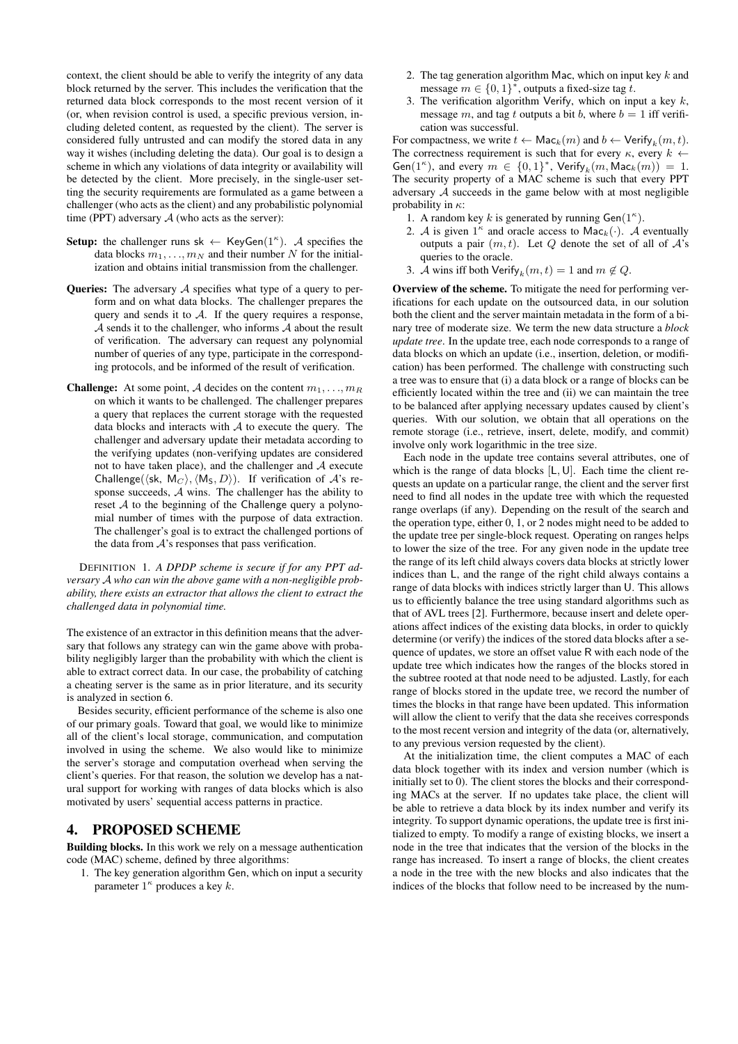context, the client should be able to verify the integrity of any data block returned by the server. This includes the verification that the returned data block corresponds to the most recent version of it (or, when revision control is used, a specific previous version, including deleted content, as requested by the client). The server is considered fully untrusted and can modify the stored data in any way it wishes (including deleting the data). Our goal is to design a scheme in which any violations of data integrity or availability will be detected by the client. More precisely, in the single-user setting the security requirements are formulated as a game between a challenger (who acts as the client) and any probabilistic polynomial time (PPT) adversary $\mathcal{A}$ (who acts as the server):

**Setup:** the challenger runs $\mathsf{sk} \leftarrow \mathsf{KeyGen}(1^\kappa)$. $\mathcal{A}$ specifies the data blocks $m_1, \ldots, m_N$ and their number $N$ for the initialization and obtains initial transmission from the challenger.

**Queries:** The adversary $\mathcal{A}$ specifies what type of a query to perform and on what data blocks. The challenger prepares the query and sends it to $\mathcal{A}$. If the query requires a response, $\mathcal{A}$ sends it to the challenger, who informs $\mathcal{A}$ about the result of verification. The adversary can request any polynomial number of queries of any type, participate in the corresponding protocols, and be informed of the result of verification.

**Challenge:** At some point, $\mathcal{A}$ decides on the content $m_1, \ldots, m_R$ on which it wants to be challenged. The challenger prepares a query that replaces the current storage with the requested data blocks and interacts with $\mathcal{A}$ to execute the query. The challenger and adversary update their metadata according to the verifying updates (non-verifying updates are considered not to have taken place), and the challenger and $\mathcal{A}$ execute $\mathsf{Challenge}(\langle \mathsf{sk}, \mathsf{M}_C \rangle, \langle \mathsf{M}_\mathsf{S}, D \rangle)$. If verification of $\mathcal{A}$'s response succeeds, $\mathcal{A}$ wins. The challenger has the ability to reset $\mathcal{A}$ to the beginning of the $\mathsf{Challenge}$ query a polynomial number of times with the purpose of data extraction. The challenger's goal is to extract the challenged portions of the data from $\mathcal{A}$'s responses that pass verification.

DEFINITION 1. *A DPDP scheme is secure if for any PPT adversary $\mathcal{A}$ who can win the above game with a non-negligible probability, there exists an extractor that allows the client to extract the challenged data in polynomial time.*

The existence of an extractor in this definition means that the adversary that follows any strategy can win the game above with probability negligibly larger than the probability with which the client is able to extract correct data. In our case, the probability of catching a cheating server is the same as in prior literature, and its security is analyzed in section 6.

Besides security, efficient performance of the scheme is also one of our primary goals. Toward that goal, we would like to minimize all of the client's local storage, communication, and computation involved in using the scheme. We also would like to minimize the server's storage and computation overhead when serving the client's queries. For that reason, the solution we develop has a natural support for working with ranges of data blocks which is also motivated by users' sequential access patterns in practice.

# 4. PROPOSED SCHEME

**Building blocks.** In this work we rely on a message authentication code (MAC) scheme, defined by three algorithms:

1. The key generation algorithm $\mathsf{Gen}$, which on input a security parameter $1^\kappa$ produces a key $k$.
2. The tag generation algorithm $\mathsf{Mac}$, which on input key $k$ and message $m \in \{0,1\}^*$, outputs a fixed-size tag $t$.
3. The verification algorithm $\mathsf{Verify}$, which on input a key $k$, message $m$, and tag $t$ outputs a bit $b$, where $b = 1$ iff verification was successful.

For compactness, we write $t \leftarrow \mathsf{Mac}_k(m)$ and $b \leftarrow \mathsf{Verify}_k(m, t)$. The correctness requirement is such that for every $\kappa$, every $k \leftarrow \mathsf{Gen}(1^\kappa)$, and every $m \in \{0,1\}^*$, $\mathsf{Verify}_k(m, \mathsf{Mac}_k(m)) = 1$. The security property of a MAC scheme is such that every PPT adversary $\mathcal{A}$ succeeds in the game below with at most negligible probability in $\kappa$:

1. A random key $k$ is generated by running $\mathsf{Gen}(1^\kappa)$.
2. $\mathcal{A}$ is given $1^\kappa$ and oracle access to $\mathsf{Mac}_k(\cdot)$. $\mathcal{A}$ eventually outputs a pair $(m, t)$. Let $Q$ denote the set of all of $\mathcal{A}$'s queries to the oracle.
3. $\mathcal{A}$ wins iff both $\mathsf{Verify}_k(m, t) = 1$ and $m \notin Q$.

**Overview of the scheme.** To mitigate the need for performing verifications for each update on the outsourced data, in our solution both the client and the server maintain metadata in the form of a binary tree of moderate size. We term the new data structure a *block update tree*. In the update tree, each node corresponds to a range of data blocks on which an update (i.e., insertion, deletion, or modification) has been performed. The challenge with constructing such a tree was to ensure that (i) a data block or a range of blocks can be efficiently located within the tree and (ii) we can maintain the tree to be balanced after applying necessary updates caused by client's queries. With our solution, we obtain that all operations on the remote storage (i.e., retrieve, insert, delete, modify, and commit) involve only work logarithmic in the tree size.

Each node in the update tree contains several attributes, one of which is the range of data blocks $[\mathsf{L}, \mathsf{U}]$. Each time the client requests an update on a particular range, the client and the server first need to find all nodes in the update tree with which the requested range overlaps (if any). Depending on the result of the search and the operation type, either 0, 1, or 2 nodes might need to be added to the update tree per single-block request. Operating on ranges helps to lower the size of the tree. For any given node in the update tree the range of its left child always covers data blocks at strictly lower indices than $\mathsf{L}$, and the range of the right child always contains a range of data blocks with indices strictly larger than $\mathsf{U}$. This allows us to efficiently balance the tree using standard algorithms such as that of AVL trees [2]. Furthermore, because insert and delete operations affect indices of the existing data blocks, in order to quickly determine (or verify) the indices of the stored data blocks after a sequence of updates, we store an offset value $\mathsf{R}$ with each node of the update tree which indicates how the ranges of the blocks stored in the subtree rooted at that node need to be adjusted. Lastly, for each range of blocks stored in the update tree, we record the number of times the blocks in that range have been updated. This information will allow the client to verify that the data she receives corresponds to the most recent version and integrity of the data (or, alternatively, to any previous version requested by the client).

At the initialization time, the client computes a MAC of each data block together with its index and version number (which is initially set to 0). The client stores the blocks and their corresponding MACs at the server. If no updates take place, the client will be able to retrieve a data block by its index number and verify its integrity. To support dynamic operations, the update tree is first initialized to empty. To modify a range of existing blocks, we insert a node in the tree that indicates that the version of the blocks in the range has increased. To insert a range of blocks, the client creates a node in the tree with the new blocks and also indicates that the indices of the blocks that follow need to be increased by the num-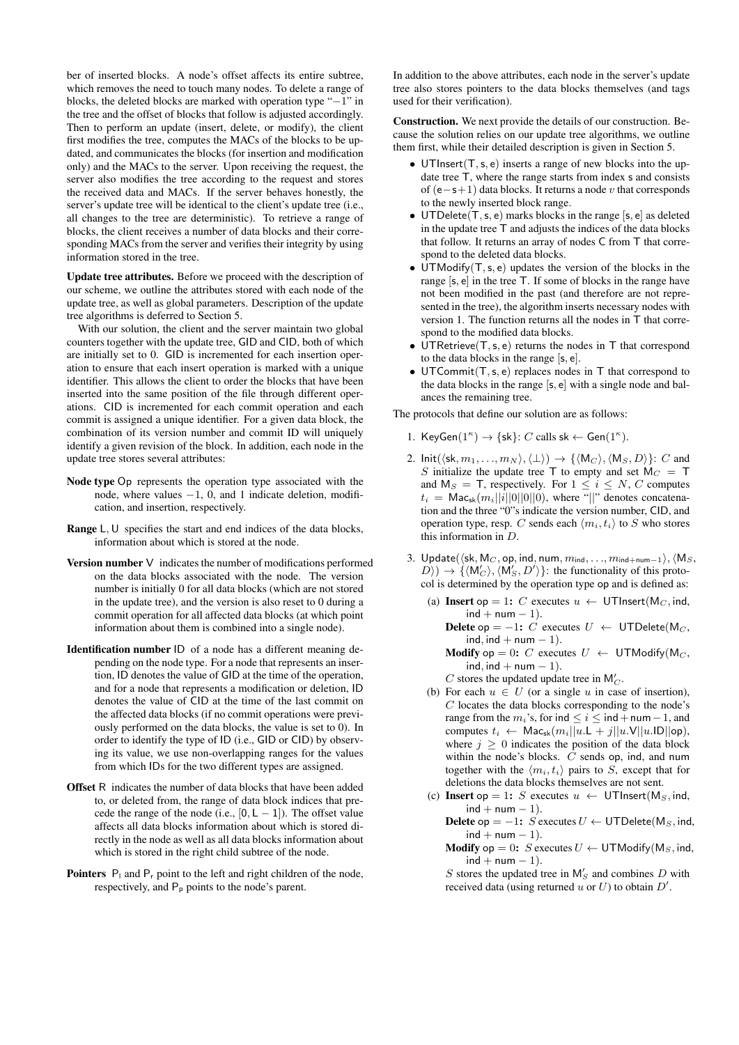ber of inserted blocks. A node's offset affects its entire subtree, which removes the need to touch many nodes. To delete a range of blocks, the deleted blocks are marked with operation type "$-1$" in the tree and the offset of blocks that follow is adjusted accordingly. Then to perform an update (insert, delete, or modify), the client first modifies the tree, computes the MACs of the blocks to be updated, and communicates the blocks (for insertion and modification only) and the MACs to the server. Upon receiving the request, the server also modifies the tree according to the request and stores the received data and MACs. If the server behaves honestly, the server's update tree will be identical to the client's update tree (i.e., all changes to the tree are deterministic). To retrieve a range of blocks, the client receives a number of data blocks and their corresponding MACs from the server and verifies their integrity by using information stored in the tree.

**Update tree attributes.** Before we proceed with the description of our scheme, we outline the attributes stored with each node of the update tree, as well as global parameters. Description of the update tree algorithms is deferred to Section 5.

With our solution, the client and the server maintain two global counters together with the update tree, $\mathsf{GID}$ and $\mathsf{CID}$, both of which are initially set to 0. $\mathsf{GID}$ is incremented for each insertion operation to ensure that each insert operation is marked with a unique identifier. This allows the client to order the blocks that have been inserted into the same position of the file through different operations. $\mathsf{CID}$ is incremented for each commit operation and each commit is assigned a unique identifier. For a given data block, the combination of its version number and commit ID will uniquely identify a given revision of the block. In addition, each node in the update tree stores several attributes:

**Node type** $\mathsf{Op}$ represents the operation type associated with the node, where values $-1$, 0, and 1 indicate deletion, modification, and insertion, respectively.

**Range** $\mathsf{L}, \mathsf{U}$ specifies the start and end indices of the data blocks, information about which is stored at the node.

**Version number** $\mathsf{V}$ indicates the number of modifications performed on the data blocks associated with the node. The version number is initially 0 for all data blocks (which are not stored in the update tree), and the version is also reset to 0 during a commit operation for all affected data blocks (at which point information about them is combined into a single node).

**Identification number** $\mathsf{ID}$ of a node has a different meaning depending on the node type. For a node that represents an insertion, $\mathsf{ID}$ denotes the value of $\mathsf{GID}$ at the time of the operation, and for a node that represents a modification or deletion, $\mathsf{ID}$ denotes the value of $\mathsf{CID}$ at the time of the last commit on the affected data blocks (if no commit operations were previously performed on the data blocks, the value is set to 0). In order to identify the type of $\mathsf{ID}$ (i.e., $\mathsf{GID}$ or $\mathsf{CID}$) by observing its value, we use non-overlapping ranges for the values from which IDs for the two different types are assigned.

**Offset** $\mathsf{R}$ indicates the number of data blocks that have been added to, or deleted from, the range of data block indices that precede the range of the node (i.e., $[0, \mathsf{L}-1]$). The offset value affects all data blocks information about which is stored directly in the node as well as all data blocks information about which is stored in the right child subtree of the node.

**Pointers** $\mathsf{P_l}$ and $\mathsf{P_r}$ point to the left and right children of the node, respectively, and $\mathsf{P_p}$ points to the node's parent.

In addition to the above attributes, each node in the server's update tree also stores pointers to the data blocks themselves (and tags used for their verification).

**Construction.** We next provide the details of our construction. Because the solution relies on our update tree algorithms, we outline them first, while their detailed description is given in Section 5.

- $\mathsf{UTInsert}(\mathsf{T}, \mathsf{s}, \mathsf{e})$ inserts a range of new blocks into the update tree $\mathsf{T}$, where the range starts from index $\mathsf{s}$ and consists of $(\mathsf{e}-\mathsf{s}+1)$ data blocks. It returns a node $v$ that corresponds to the newly inserted block range.
- $\mathsf{UTDelete}(\mathsf{T}, \mathsf{s}, \mathsf{e})$ marks blocks in the range $[\mathsf{s}, \mathsf{e}]$ as deleted in the update tree $\mathsf{T}$ and adjusts the indices of the data blocks that follow. It returns an array of nodes $\mathsf{C}$ from $\mathsf{T}$ that correspond to the deleted data blocks.
- $\mathsf{UTModify}(\mathsf{T}, \mathsf{s}, \mathsf{e})$ updates the version of the blocks in the range $[\mathsf{s}, \mathsf{e}]$ in the tree $\mathsf{T}$. If some of blocks in the range have not been modified in the past (and therefore are not represented in the tree), the algorithm inserts necessary nodes with version 1. The function returns all the nodes in $\mathsf{T}$ that correspond to the modified data blocks.
- $\mathsf{UTRetrieve}(\mathsf{T}, \mathsf{s}, \mathsf{e})$ returns the nodes in $\mathsf{T}$ that correspond to the data blocks in the range $[\mathsf{s}, \mathsf{e}]$.
- $\mathsf{UTCommit}(\mathsf{T}, \mathsf{s}, \mathsf{e})$ replaces nodes in $\mathsf{T}$ that correspond to the data blocks in the range $[\mathsf{s}, \mathsf{e}]$ with a single node and balances the remaining tree.

The protocols that define our solution are as follows:

1. $\mathsf{KeyGen}(1^\kappa) \to \{\mathsf{sk}\}$: $C$ calls $\mathsf{sk} \leftarrow \mathsf{Gen}(1^\kappa)$.
2. $\mathsf{Init}(\langle \mathsf{sk}, m_1, \ldots, m_N \rangle, \langle \perp \rangle) \to \{\langle \mathsf{M}_C \rangle, \langle \mathsf{M}_S, D \rangle\}$: $C$ and $S$ initialize the update tree $\mathsf{T}$ to empty and set $\mathsf{M}_C = \mathsf{T}$ and $\mathsf{M}_S = \mathsf{T}$, respectively. For $1 \le i \le N$, $C$ computes $t_i = \mathsf{Mac}_{\mathsf{sk}}(m_i||i||0||0||0)$, where "$||$" denotes concatenation and the three "0"s indicate the version number, $\mathsf{CID}$, and operation type, resp. $C$ sends each $\langle m_i, t_i \rangle$ to $S$ who stores this information in $D$.
3. $\mathsf{Update}(\langle \mathsf{sk}, \mathsf{M}_C, \mathsf{op}, \mathsf{ind}, \mathsf{num}, m_{\mathsf{ind}}, \ldots, m_{\mathsf{ind}+\mathsf{num}-1} \rangle, \langle \mathsf{M}_S, D \rangle) \to \{\langle \mathsf{M}'_C \rangle, \langle \mathsf{M}'_S, D' \rangle\}$: the functionality of this protocol is determined by the operation type $\mathsf{op}$ and is defined as:
   (a) **Insert** $\mathsf{op} = 1$**:** $C$ executes $u \leftarrow \mathsf{UTInsert}(\mathsf{M}_C, \mathsf{ind}, \mathsf{ind}+\mathsf{num}-1)$.
   **Delete** $\mathsf{op} = -1$**:** $C$ executes $U \leftarrow \mathsf{UTDelete}(\mathsf{M}_C, \mathsf{ind}, \mathsf{ind}+\mathsf{num}-1)$.
   **Modify** $\mathsf{op} = 0$**:** $C$ executes $U \leftarrow \mathsf{UTModify}(\mathsf{M}_C, \mathsf{ind}, \mathsf{ind}+\mathsf{num}-1)$.
   $C$ stores the updated update tree in $\mathsf{M}'_C$.
   (b) For each $u \in U$ (or a single $u$ in case of insertion), $C$ locates the data blocks corresponding to the node's range from the $m_i$'s, for $\mathsf{ind} \le i \le \mathsf{ind}+\mathsf{num}-1$, and computes $t_i \leftarrow \mathsf{Mac}_{\mathsf{sk}}(m_i||u.\mathsf{L}+j||u.\mathsf{V}||u.\mathsf{ID}||\mathsf{op})$, where $j \ge 0$ indicates the position of the data block within the node's blocks. $C$ sends $\mathsf{op}$, $\mathsf{ind}$, and $\mathsf{num}$ together with the $\langle m_i, t_i \rangle$ pairs to $S$, except that for deletions the data blocks themselves are not sent.
   (c) **Insert** $\mathsf{op} = 1$**:** $S$ executes $u \leftarrow \mathsf{UTInsert}(\mathsf{M}_S, \mathsf{ind}, \mathsf{ind}+\mathsf{num}-1)$.
   **Delete** $\mathsf{op} = -1$**:** $S$ executes $U \leftarrow \mathsf{UTDelete}(\mathsf{M}_S, \mathsf{ind}, \mathsf{ind}+\mathsf{num}-1)$.
   **Modify** $\mathsf{op} = 0$**:** $S$ executes $U \leftarrow \mathsf{UTModify}(\mathsf{M}_S, \mathsf{ind}, \mathsf{ind}+\mathsf{num}-1)$.
   $S$ stores the updated tree in $\mathsf{M}'_S$ and combines $D$ with received data (using returned $u$ or $U$) to obtain $D'$.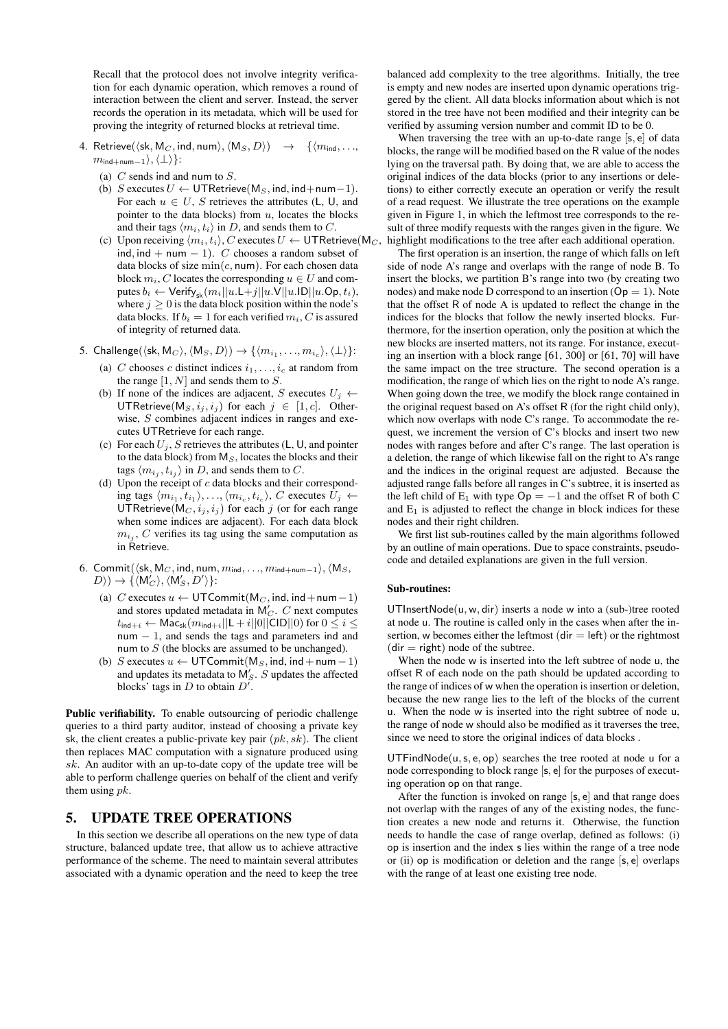Recall that the protocol does not involve integrity verification for each dynamic operation, which removes a round of interaction between the client and server. Instead, the server records the operation in its metadata, which will be used for proving the integrity of returned blocks at retrieval time.

4. $\mathsf{Retrieve}(\langle \mathsf{sk}, \mathsf{M}_C, \mathsf{ind}, \mathsf{num}\rangle, \langle \mathsf{M}_S, D\rangle) \rightarrow \{\langle m_{\mathsf{ind}}, \ldots, m_{\mathsf{ind}+\mathsf{num}-1}\rangle, \langle \perp \rangle\}$:
   (a) $C$ sends ind and num to $S$.
   (b) $S$ executes $U \leftarrow \mathsf{UTRetrieve}(\mathsf{M}_S, \mathsf{ind}, \mathsf{ind}+\mathsf{num}-1)$. For each $u \in U$, $S$ retrieves the attributes (L, U, and pointer to the data blocks) from $u$, locates the blocks and their tags $\langle m_i, t_i\rangle$ in $D$, and sends them to $C$.
   (c) Upon receiving $\langle m_i, t_i\rangle$, $C$ executes $U \leftarrow \mathsf{UTRetrieve}(\mathsf{M}_C, \mathsf{ind}, \mathsf{ind}+\mathsf{num}-1)$. $C$ chooses a random subset of data blocks of size $\min(c, \mathsf{num})$. For each chosen data block $m_i$, $C$ locates the corresponding $u \in U$ and computes $b_i \leftarrow \mathsf{Verify}_{\mathsf{sk}}(m_i || u.\mathsf{L}+j || u.\mathsf{V} || u.\mathsf{ID} || u.\mathsf{Op}, t_i)$, where $j \geq 0$ is the data block position within the node's data blocks. If $b_i = 1$ for each verified $m_i$, $C$ is assured of integrity of returned data.

5. $\mathsf{Challenge}(\langle \mathsf{sk}, \mathsf{M}_C\rangle, \langle \mathsf{M}_S, D\rangle) \rightarrow \{\langle m_{i_1}, \ldots, m_{i_c}\rangle, \langle \perp \rangle\}$:
   (a) $C$ chooses $c$ distinct indices $i_1, \ldots, i_c$ at random from the range $[1, N]$ and sends them to $S$.
   (b) If none of the indices are adjacent, $S$ executes $U_j \leftarrow \mathsf{UTRetrieve}(\mathsf{M}_S, i_j, i_j)$ for each $j \in [1, c]$. Otherwise, $S$ combines adjacent indices in ranges and executes UTRetrieve for each range.
   (c) For each $U_j$, $S$ retrieves the attributes (L, U, and pointer to the data block) from $\mathsf{M}_S$, locates the blocks and their tags $\langle m_{i_j}, t_{i_j}\rangle$ in $D$, and sends them to $C$.
   (d) Upon the receipt of $c$ data blocks and their corresponding tags $\langle m_{i_1}, t_{i_1}\rangle, \ldots, \langle m_{i_c}, t_{i_c}\rangle$, $C$ executes $U_j \leftarrow \mathsf{UTRetrieve}(\mathsf{M}_C, i_j, i_j)$ for each $j$ (or for each range when some indices are adjacent). For each data block $m_{i_j}$, $C$ verifies its tag using the same computation as in Retrieve.

6. $\mathsf{Commit}(\langle \mathsf{sk}, \mathsf{M}_C, \mathsf{ind}, \mathsf{num}, m_{\mathsf{ind}}, \ldots, m_{\mathsf{ind}+\mathsf{num}-1}\rangle, \langle \mathsf{M}_S, D\rangle) \rightarrow \{\langle \mathsf{M}'_C\rangle, \langle \mathsf{M}'_S, D'\rangle\}$:
   (a) $C$ executes $u \leftarrow \mathsf{UTCommit}(\mathsf{M}_C, \mathsf{ind}, \mathsf{ind}+\mathsf{num}-1)$ and stores updated metadata in $\mathsf{M}'_C$. $C$ next computes $t_{\mathsf{ind}+i} \leftarrow \mathsf{Mac}_{\mathsf{sk}}(m_{\mathsf{ind}+i} || \mathsf{L}+i || 0 || \mathsf{CID} || 0)$ for $0 \leq i \leq \mathsf{num}-1$, and sends the tags and parameters ind and num to $S$ (the blocks are assumed to be unchanged).
   (b) $S$ executes $u \leftarrow \mathsf{UTCommit}(\mathsf{M}_S, \mathsf{ind}, \mathsf{ind}+\mathsf{num}-1)$ and updates its metadata to $\mathsf{M}'_S$. $S$ updates the affected blocks' tags in $D$ to obtain $D'$.

**Public verifiability.** To enable outsourcing of periodic challenge queries to a third party auditor, instead of choosing a private key sk, the client creates a public-private key pair $(pk, sk)$. The client then replaces MAC computation with a signature produced using $sk$. An auditor with an up-to-date copy of the update tree will be able to perform challenge queries on behalf of the client and verify them using $pk$.

## 5. UPDATE TREE OPERATIONS

In this section we describe all operations on the new type of data structure, balanced update tree, that allow us to achieve attractive performance of the scheme. The need to maintain several attributes associated with a dynamic operation and the need to keep the tree balanced add complexity to the tree algorithms. Initially, the tree is empty and new nodes are inserted upon dynamic operations triggered by the client. All data blocks information about which is not stored in the tree have not been modified and their integrity can be verified by assuming version number and commit ID to be 0.

When traversing the tree with an up-to-date range [s, e] of data blocks, the range will be modified based on the R value of the nodes lying on the traversal path. By doing that, we are able to access the original indices of the data blocks (prior to any insertions or deletions) to either correctly execute an operation or verify the result of a read request. We illustrate the tree operations on the example given in Figure 1, in which the leftmost tree corresponds to the result of three modify requests with the ranges given in the figure. We highlight modifications to the tree after each additional operation.

The first operation is an insertion, the range of which falls on left side of node A's range and overlaps with the range of node B. To insert the blocks, we partition B's range into two (by creating two nodes) and make node D correspond to an insertion ($\mathsf{Op} = 1$). Note that the offset R of node A is updated to reflect the change in the indices for the blocks that follow the newly inserted blocks. Furthermore, for the insertion operation, only the position at which the new blocks are inserted matters, not its range. For instance, executing an insertion with a block range [61, 300] or [61, 70] will have the same impact on the tree structure. The second operation is a modification, the range of which lies on the right to node A's range. When going down the tree, we modify the block range contained in the original request based on A's offset R (for the right child only), which now overlaps with node C's range. To accommodate the request, we increment the version of C's blocks and insert two new nodes with ranges before and after C's range. The last operation is a deletion, the range of which likewise fall on the right to A's range and the indices in the original request are adjusted. Because the adjusted range falls before all ranges in C's subtree, it is inserted as the left child of $\mathsf{E}_1$ with type $\mathsf{Op} = -1$ and the offset R of both C and $\mathsf{E}_1$ is adjusted to reflect the change in block indices for these nodes and their right children.

We first list sub-routines called by the main algorithms followed by an outline of main operations. Due to space constraints, pseudocode and detailed explanations are given in the full version.

**Sub-routines:**

UTInsertNode(u, w, dir) inserts a node w into a (sub-)tree rooted at node u. The routine is called only in the cases when after the insertion, w becomes either the leftmost (dir = left) or the rightmost (dir = right) node of the subtree.

When the node w is inserted into the left subtree of node u, the offset R of each node on the path should be updated according to the range of indices of w when the operation is insertion or deletion, because the new range lies to the left of the blocks of the current u. When the node w is inserted into the right subtree of node u, the range of node w should also be modified as it traverses the tree, since we need to store the original indices of data blocks .

UTFindNode(u, s, e, op) searches the tree rooted at node u for a node corresponding to block range [s, e] for the purposes of executing operation op on that range.

After the function is invoked on range [s, e] and that range does not overlap with the ranges of any of the existing nodes, the function creates a new node and returns it. Otherwise, the function needs to handle the case of range overlap, defined as follows: (i) op is insertion and the index s lies within the range of a tree node or (ii) op is modification or deletion and the range [s, e] overlaps with the range of at least one existing tree node.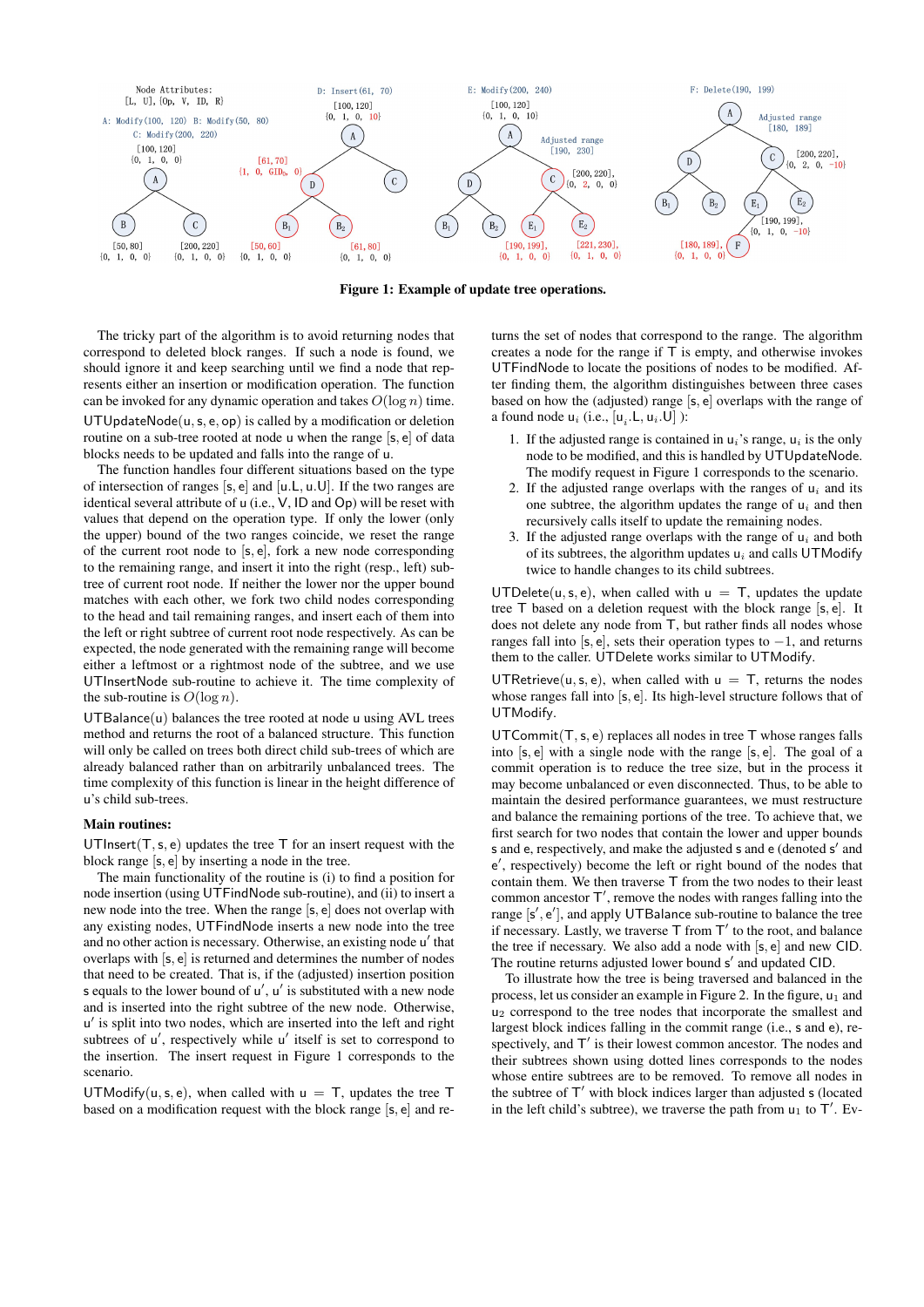Node Attributes:
[L, U], {Op, V, ID, R}

A: Modify(100, 120) B: Modify(50, 80)
C: Modify(200, 220)

[100, 120]
{0, 1, 0, 0}

A

B

C

[50, 80]
{0, 1, 0, 0}

[200, 220]
{0, 1, 0, 0}

D: Insert(61, 70)

[100, 120]
{0, 1, 0, 10}

A

[61, 70]
{1, 0, $GID_0$, 0}

D

C

$B_1$

$B_2$

[50, 60]
{0, 1, 0, 0}

[61, 80]
{0, 1, 0, 0}

E: Modify(200, 240)

[100, 120]
{0, 1, 0, 10}

A

Adjusted range
[190, 230]

D

C

[200, 220],
{0, 2, 0, 0}

$B_1$

$B_2$

$E_1$

$E_2$

[190, 199],
{0, 1, 0, 0}

[221, 230],
{0, 1, 0, 0}

F: Delete(190, 199)

A

Adjusted range
[180, 189]

D

C

[200, 220],
{0, 2, 0, -10}

$B_1$

$B_2$

$E_1$

$E_2$

[190, 199],
{0, 1, 0, -10}

[180, 189],
{0, 1, 0, 0}

F

**Figure 1: Example of update tree operations.**

The tricky part of the algorithm is to avoid returning nodes that correspond to deleted block ranges. If such a node is found, we should ignore it and keep searching until we find a node that represents either an insertion or modification operation. The function can be invoked for any dynamic operation and takes $O(\log n)$ time.

UTUpdateNode(u, s, e, op) is called by a modification or deletion routine on a sub-tree rooted at node u when the range [s, e] of data blocks needs to be updated and falls into the range of u.

The function handles four different situations based on the type of intersection of ranges [s, e] and [u.L, u.U]. If the two ranges are identical several attribute of u (i.e., V, ID and Op) will be reset with values that depend on the operation type. If only the lower (only the upper) bound of the two ranges coincide, we reset the range of the current root node to [s, e], fork a new node corresponding to the remaining range, and insert it into the right (resp., left) subtree of current root node. If neither the lower nor the upper bound matches with each other, we fork two child nodes corresponding to the head and tail remaining ranges, and insert each of them into the left or right subtree of current root node respectively. As can be expected, the node generated with the remaining range will become either a leftmost or a rightmost node of the subtree, and we use UTInsertNode sub-routine to achieve it. The time complexity of the sub-routine is $O(\log n)$.

UTBalance(u) balances the tree rooted at node u using AVL trees method and returns the root of a balanced structure. This function will only be called on trees both direct child sub-trees of which are already balanced rather than on arbitrarily unbalanced trees. The time complexity of this function is linear in the height difference of u's child sub-trees.

**Main routines:**

UTInsert(T, s, e) updates the tree T for an insert request with the block range [s, e] by inserting a node in the tree.

The main functionality of the routine is (i) to find a position for node insertion (using UTFindNode sub-routine), and (ii) to insert a new node into the tree. When the range [s, e] does not overlap with any existing nodes, UTFindNode inserts a new node into the tree and no other action is necessary. Otherwise, an existing node u′ that overlaps with [s, e] is returned and determines the number of nodes that need to be created. That is, if the (adjusted) insertion position s equals to the lower bound of u′, u′ is substituted with a new node and is inserted into the right subtree of the new node. Otherwise, u′ is split into two nodes, which are inserted into the left and right subtrees of u′, respectively while u′ itself is set to correspond to the insertion. The insert request in Figure 1 corresponds to the scenario.

UTModify(u, s, e), when called with u = T, updates the tree T based on a modification request with the block range [s, e] and returns the set of nodes that correspond to the range. The algorithm creates a node for the range if T is empty, and otherwise invokes UTFindNode to locate the positions of nodes to be modified. After finding them, the algorithm distinguishes between three cases based on how the (adjusted) range [s, e] overlaps with the range of a found node $u_i$ (i.e., [$u_i$.L, $u_i$.U] ):

1. If the adjusted range is contained in $u_i$'s range, $u_i$ is the only node to be modified, and this is handled by UTUpdateNode. The modify request in Figure 1 corresponds to the scenario.
2. If the adjusted range overlaps with the ranges of $u_i$ and its one subtree, the algorithm updates the range of $u_i$ and then recursively calls itself to update the remaining nodes.
3. If the adjusted range overlaps with the range of $u_i$ and both of its subtrees, the algorithm updates $u_i$ and calls UTModify twice to handle changes to its child subtrees.

UTDelete(u, s, e), when called with u = T, updates the update tree T based on a deletion request with the block range [s, e]. It does not delete any node from T, but rather finds all nodes whose ranges fall into [s, e], sets their operation types to $-1$, and returns them to the caller. UTDelete works similar to UTModify.

UTRetrieve(u, s, e), when called with u = T, returns the nodes whose ranges fall into [s, e]. Its high-level structure follows that of UTModify.

UTCommit(T, s, e) replaces all nodes in tree T whose ranges falls into [s, e] with a single node with the range [s, e]. The goal of a commit operation is to reduce the tree size, but in the process it may become unbalanced or even disconnected. Thus, to be able to maintain the desired performance guarantees, we must restructure and balance the remaining portions of the tree. To achieve that, we first search for two nodes that contain the lower and upper bounds s and e, respectively, and make the adjusted s and e (denoted s′ and e′, respectively) become the left or right bound of the nodes that contain them. We then traverse T from the two nodes to their least common ancestor T′, remove the nodes with ranges falling into the range [s′, e′], and apply UTBalance sub-routine to balance the tree if necessary. Lastly, we traverse T from T′ to the root, and balance the tree if necessary. We also add a node with [s, e] and new CID. The routine returns adjusted lower bound s′ and updated CID.

To illustrate how the tree is being traversed and balanced in the process, let us consider an example in Figure 2. In the figure, $u_1$ and $u_2$ correspond to the tree nodes that incorporate the smallest and largest block indices falling in the commit range (i.e., s and e), respectively, and T′ is their lowest common ancestor. The nodes and their subtrees shown using dotted lines corresponds to the nodes whose entire subtrees are to be removed. To remove all nodes in the subtree of T′ with block indices larger than adjusted s (located in the left child's subtree), we traverse the path from $u_1$ to T′. Ev-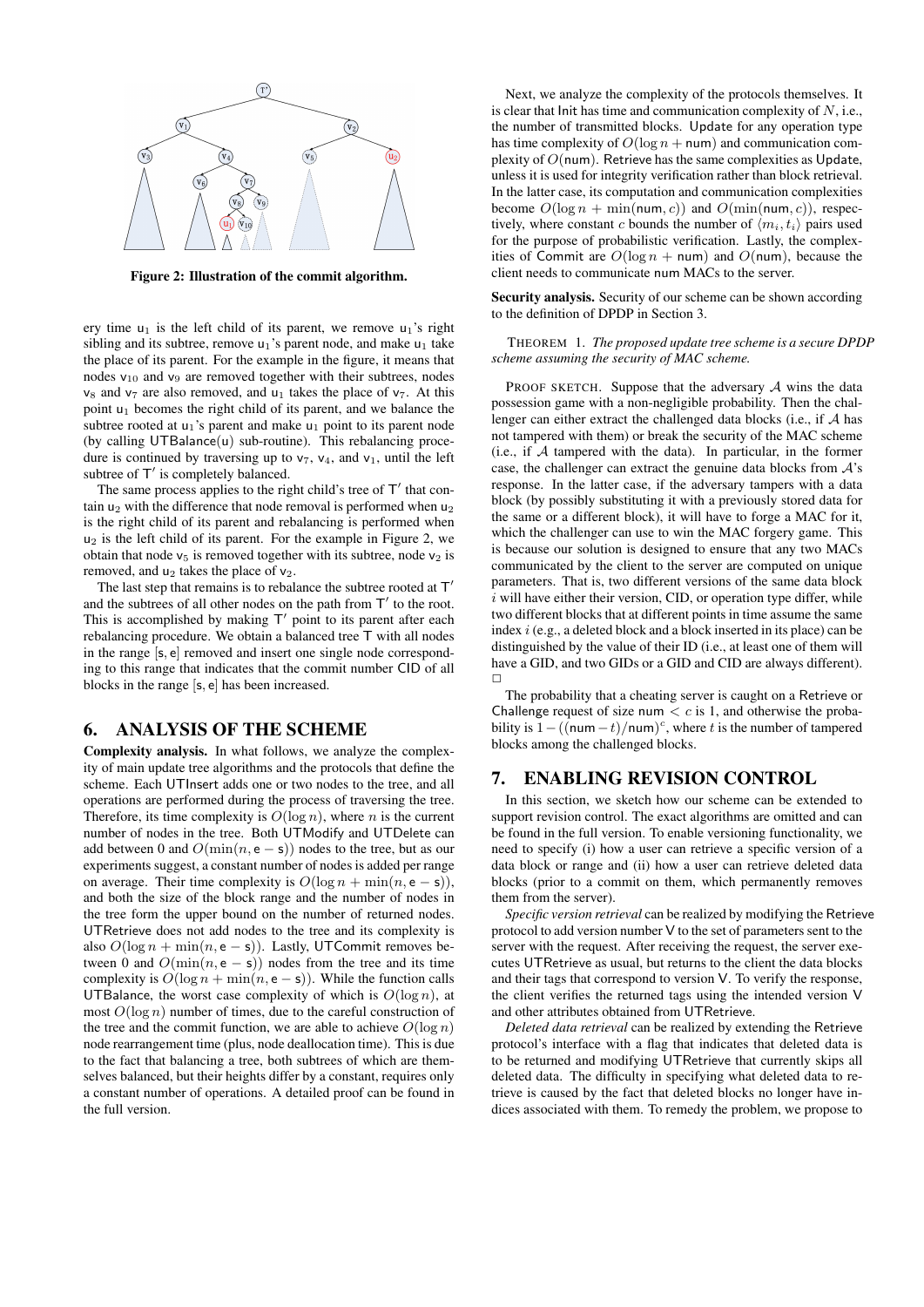T'

$v_1$ $v_2$ $v_3$ $v_4$ $v_5$ $u_2$ $v_6$ $v_7$ $v_8$ $v_9$ $u_1$ $v_{10}$

**Figure 2: Illustration of the commit algorithm.**

ery time $u_1$ is the left child of its parent, we remove $u_1$'s right sibling and its subtree, remove $u_1$'s parent node, and make $u_1$ take the place of its parent. For the example in the figure, it means that nodes $v_{10}$ and $v_9$ are removed together with their subtrees, nodes $v_8$ and $v_7$ are also removed, and $u_1$ takes the place of $v_7$. At this point $u_1$ becomes the right child of its parent, and we balance the subtree rooted at $u_1$'s parent and make $u_1$ point to its parent node (by calling UTBalance(u) sub-routine). This rebalancing procedure is continued by traversing up to $v_7$, $v_4$, and $v_1$, until the left subtree of T' is completely balanced.

The same process applies to the right child's tree of T' that contain $u_2$ with the difference that node removal is performed when $u_2$ is the right child of its parent and rebalancing is performed when $u_2$ is the left child of its parent. For the example in Figure 2, we obtain that node $v_5$ is removed together with its subtree, node $v_2$ is removed, and $u_2$ takes the place of $v_2$.

The last step that remains is to rebalance the subtree rooted at T' and the subtrees of all other nodes on the path from T' to the root. This is accomplished by making T' point to its parent after each rebalancing procedure. We obtain a balanced tree T with all nodes in the range [s, e] removed and insert one single node corresponding to this range that indicates that the commit number CID of all blocks in the range [s, e] has been increased.

## 6. ANALYSIS OF THE SCHEME

**Complexity analysis.** In what follows, we analyze the complexity of main update tree algorithms and the protocols that define the scheme. Each UTInsert adds one or two nodes to the tree, and all operations are performed during the process of traversing the tree. Therefore, its time complexity is $O(\log n)$, where $n$ is the current number of nodes in the tree. Both UTModify and UTDelete can add between 0 and $O(\min(n, \mathsf{e} - \mathsf{s}))$ nodes to the tree, but as our experiments suggest, a constant number of nodes is added per range on average. Their time complexity is $O(\log n + \min(n, \mathsf{e} - \mathsf{s}))$, and both the size of the block range and the number of nodes in the tree form the upper bound on the number of returned nodes. UTRetrieve does not add nodes to the tree and its complexity is also $O(\log n + \min(n, \mathsf{e} - \mathsf{s}))$. Lastly, UTCommit removes between 0 and $O(\min(n, \mathsf{e} - \mathsf{s}))$ nodes from the tree and its time complexity is $O(\log n + \min(n, \mathsf{e} - \mathsf{s}))$. While the function calls UTBalance, the worst case complexity of which is $O(\log n)$, at most $O(\log n)$ number of times, due to the careful construction of the tree and the commit function, we are able to achieve $O(\log n)$ node rearrangement time (plus, node deallocation time). This is due to the fact that balancing a tree, both subtrees of which are themselves balanced, but their heights differ by a constant, requires only a constant number of operations. A detailed proof can be found in the full version.

Next, we analyze the complexity of the protocols themselves. It is clear that Init has time and communication complexity of $N$, i.e., the number of transmitted blocks. Update for any operation type has time complexity of $O(\log n + \mathsf{num})$ and communication complexity of $O(\mathsf{num})$. Retrieve has the same complexities as Update, unless it is used for integrity verification rather than block retrieval. In the latter case, its computation and communication complexities become $O(\log n + \min(\mathsf{num}, c))$ and $O(\min(\mathsf{num}, c))$, respectively, where constant $c$ bounds the number of $\langle m_i, t_i \rangle$ pairs used for the purpose of probabilistic verification. Lastly, the complexities of Commit are $O(\log n + \mathsf{num})$ and $O(\mathsf{num})$, because the client needs to communicate num MACs to the server.

**Security analysis.** Security of our scheme can be shown according to the definition of DPDP in Section 3.

THEOREM 1. *The proposed update tree scheme is a secure DPDP scheme assuming the security of MAC scheme.*

PROOF SKETCH. Suppose that the adversary $\mathcal{A}$ wins the data possession game with a non-negligible probability. Then the challenger can either extract the challenged data blocks (i.e., if $\mathcal{A}$ has not tampered with them) or break the security of the MAC scheme (i.e., if $\mathcal{A}$ tampered with the data). In particular, in the former case, the challenger can extract the genuine data blocks from $\mathcal{A}$'s response. In the latter case, if the adversary tampers with a data block (by possibly substituting it with a previously stored data for the same or a different block), it will have to forge a MAC for it, which the challenger can use to win the MAC forgery game. This is because our solution is designed to ensure that any two MACs communicated by the client to the server are computed on unique parameters. That is, two different versions of the same data block $i$ will have either their version, CID, or operation type differ, while two different blocks that at different points in time assume the same index $i$ (e.g., a deleted block and a block inserted in its place) can be distinguished by the value of their ID (i.e., at least one of them will have a GID, and two GIDs or a GID and CID are always different). □

The probability that a cheating server is caught on a Retrieve or Challenge request of size $\mathsf{num} < c$ is 1, and otherwise the probability is $1 - ((\mathsf{num} - t)/\mathsf{num})^c$, where $t$ is the number of tampered blocks among the challenged blocks.

## 7. ENABLING REVISION CONTROL

In this section, we sketch how our scheme can be extended to support revision control. The exact algorithms are omitted and can be found in the full version. To enable versioning functionality, we need to specify (i) how a user can retrieve a specific version of a data block or range and (ii) how a user can retrieve deleted data blocks (prior to a commit on them, which permanently removes them from the server).

*Specific version retrieval* can be realized by modifying the Retrieve protocol to add version number V to the set of parameters sent to the server with the request. After receiving the request, the server executes UTRetrieve as usual, but returns to the client the data blocks and their tags that correspond to version V. To verify the response, the client verifies the returned tags using the intended version V and other attributes obtained from UTRetrieve.

*Deleted data retrieval* can be realized by extending the Retrieve protocol's interface with a flag that indicates that deleted data is to be returned and modifying UTRetrieve that currently skips all deleted data. The difficulty in specifying what deleted data to retrieve is caused by the fact that deleted blocks no longer have indices associated with them. To remedy the problem, we propose to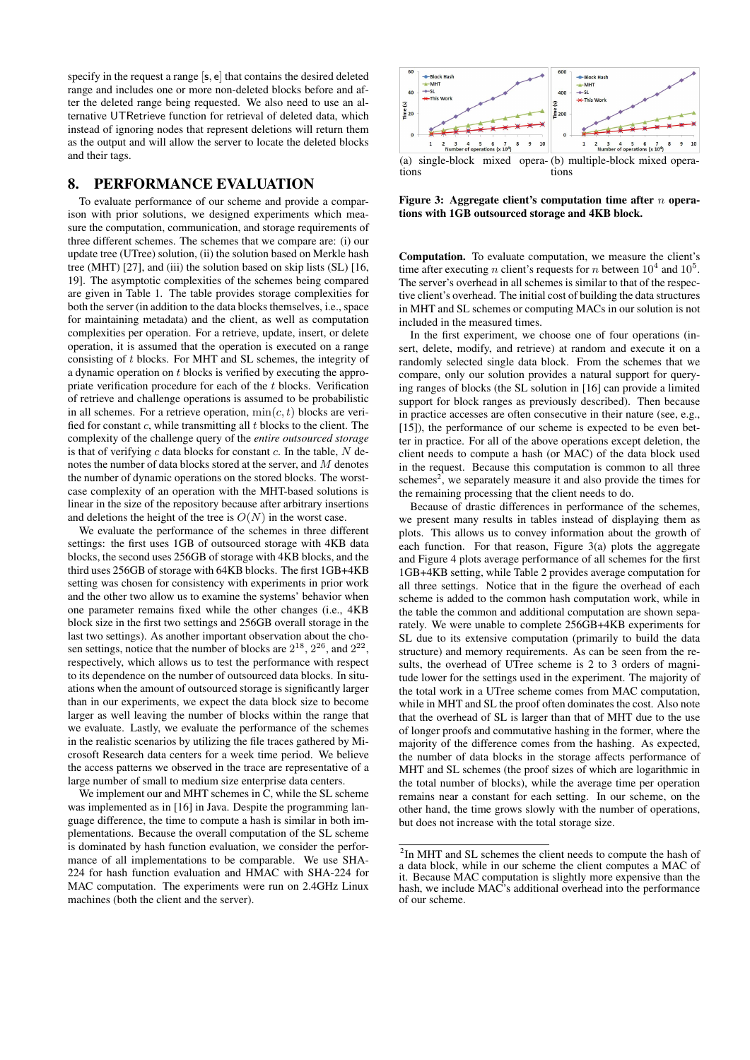specify in the request a range [s, e] that contains the desired deleted range and includes one or more non-deleted blocks before and after the deleted range being requested. We also need to use an alternative UTRetrieve function for retrieval of deleted data, which instead of ignoring nodes that represent deletions will return them as the output and will allow the server to locate the deleted blocks and their tags.

## 8. PERFORMANCE EVALUATION

To evaluate performance of our scheme and provide a comparison with prior solutions, we designed experiments which measure the computation, communication, and storage requirements of three different schemes. The schemes that we compare are: (i) our update tree (UTree) solution, (ii) the solution based on Merkle hash tree (MHT) [27], and (iii) the solution based on skip lists (SL) [16, 19]. The asymptotic complexities of the schemes being compared are given in Table 1. The table provides storage complexities for both the server (in addition to the data blocks themselves, i.e., space for maintaining metadata) and the client, as well as computation complexities per operation. For a retrieve, update, insert, or delete operation, it is assumed that the operation is executed on a range consisting of $t$ blocks. For MHT and SL schemes, the integrity of a dynamic operation on $t$ blocks is verified by executing the appropriate verification procedure for each of the $t$ blocks. Verification of retrieve and challenge operations is assumed to be probabilistic in all schemes. For a retrieve operation, $\min(c, t)$ blocks are verified for constant $c$, while transmitting all $t$ blocks to the client. The complexity of the challenge query of the *entire outsourced storage* is that of verifying $c$ data blocks for constant $c$. In the table, $N$ denotes the number of data blocks stored at the server, and $M$ denotes the number of dynamic operations on the stored blocks. The worst-case complexity of an operation with the MHT-based solutions is linear in the size of the repository because after arbitrary insertions and deletions the height of the tree is $O(N)$ in the worst case.

We evaluate the performance of the schemes in three different settings: the first uses 1GB of outsourced storage with 4KB data blocks, the second uses 256GB of storage with 4KB blocks, and the third uses 256GB of storage with 64KB blocks. The first 1GB+4KB setting was chosen for consistency with experiments in prior work and the other two allow us to examine the schemes' behavior when one parameter remains fixed while the other changes (i.e., 4KB block size in the first two settings and 256GB overall storage in the last two settings). As another important observation about the chosen settings, notice that the number of blocks are $2^{18}$, $2^{26}$, and $2^{22}$, respectively, which allows us to test the performance with respect to its dependence on the number of outsourced data blocks. In situations when the amount of outsourced storage is significantly larger than in our experiments, we expect the data block size to become larger as well leaving the number of blocks within the range that we evaluate. Lastly, we evaluate the performance of the schemes in the realistic scenarios by utilizing the file traces gathered by Microsoft Research data centers for a week time period. We believe the access patterns we observed in the trace are representative of a large number of small to medium size enterprise data centers.

We implement our and MHT schemes in C, while the SL scheme was implemented as in [16] in Java. Despite the programming language difference, the time to compute a hash is similar in both implementations. Because the overall computation of the SL scheme is dominated by hash function evaluation, we consider the performance of all implementations to be comparable. We use SHA-224 for hash function evaluation and HMAC with SHA-224 for MAC computation. The experiments were run on 2.4GHz Linux machines (both the client and the server).

(a) single-block mixed operations

60
40
20
0
Time (s)
Block Hash
MHT
SL
This Work
1 2 3 4 5 6 7 8 9 10
Number of operations (x $10^4$)

(b) multiple-block mixed operations

600
400
200
0
Time (s)
Block Hash
MHT
SL
This Work
1 2 3 4 5 6 7 8 9 10
Number of operations (x $10^4$)

**Figure 3: Aggregate client's computation time after $n$ operations with 1GB outsourced storage and 4KB block.**

**Computation.** To evaluate computation, we measure the client's time after executing $n$ client's requests for $n$ between $10^4$ and $10^5$. The server's overhead in all schemes is similar to that of the respective client's overhead. The initial cost of building the data structures in MHT and SL schemes or computing MACs in our solution is not included in the measured times.

In the first experiment, we choose one of four operations (insert, delete, modify, and retrieve) at random and execute it on a randomly selected single data block. From the schemes that we compare, only our solution provides a natural support for querying ranges of blocks (the SL solution in [16] can provide a limited support for block ranges as previously described). Then because in practice accesses are often consecutive in their nature (see, e.g., [15]), the performance of our scheme is expected to be even better in practice. For all of the above operations except deletion, the client needs to compute a hash (or MAC) of the data block used in the request. Because this computation is common to all three schemes[2], we separately measure it and also provide the times for the remaining processing that the client needs to do.

Because of drastic differences in performance of the schemes, we present many results in tables instead of displaying them as plots. This allows us to convey information about the growth of each function. For that reason, Figure 3(a) plots the aggregate and Figure 4 plots average performance of all schemes for the first 1GB+4KB setting, while Table 2 provides average computation for all three settings. Notice that in the figure the overhead of each scheme is added to the common hash computation work, while in the table the common and additional computation are shown separately. We were unable to complete 256GB+4KB experiments for SL due to its extensive computation (primarily to build the data structure) and memory requirements. As can be seen from the results, the overhead of UTree scheme is 2 to 3 orders of magnitude lower for the settings used in the experiment. The majority of the total work in a UTree scheme comes from MAC computation, while in MHT and SL the proof often dominates the cost. Also note that the overhead of SL is larger than that of MHT due to the use of longer proofs and commutative hashing in the former, where the majority of the difference comes from the hashing. As expected, the number of data blocks in the storage affects performance of MHT and SL schemes (the proof sizes of which are logarithmic in the total number of blocks), while the average time per operation remains near a constant for each setting. In our scheme, on the other hand, the time grows slowly with the number of operations, but does not increase with the total storage size.

[2] In MHT and SL schemes the client needs to compute the hash of a data block, while in our scheme the client computes a MAC of it. Because MAC computation is slightly more expensive than the hash, we include MAC's additional overhead into the performance of our scheme.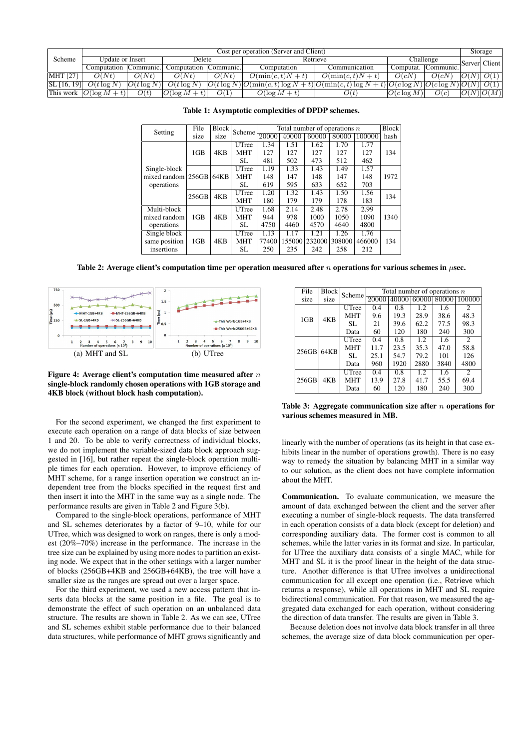| Scheme | Cost per operation (Server and Client) | | | | | | | | Storage | |
|---|---|---|---|---|---|---|---|---|---|---|
| | Update or Insert | | Delete | | Retrieve | | Challenge | | Server | Client |
| | Computation | Communic. | Computation | Communic. | Computation | Communication | Computat. | Communic. | | |
| MHT [27] | $O(Nt)$ | $O(Nt)$ | $O(Nt)$ | $O(Nt)$ | $O(\min(c,t)N+t)$ | $O(\min(c,t)N+t)$ | $O(cN)$ | $O(cN)$ | $O(N)$ | $O(1)$ |
| SL [16, 19] | $O(t\log N)$ | $O(t\log N)$ | $O(t\log N)$ | $O(t\log N)$ | $O(\min(c,t)\log N+t)$ | $O(\min(c,t)\log N+t)$ | $O(c\log N)$ | $O(c\log N)$ | $O(N)$ | $O(1)$ |
| This work | $O(\log M+t)$ | $O(t)$ | $O(\log M+t)$ | $O(1)$ | $O(\log M+t)$ | $O(t)$ | $O(c\log M)$ | $O(c)$ | $O(N)$ | $O(M)$ |

**Table 1: Asymptotic complexities of DPDP schemes.**

| Setting | File size | Block size | Scheme | Total number of operations $n$ | | | | | Block hash |
|---|---|---|---|---|---|---|---|---|---|
| | | | | 20000 | 40000 | 60000 | 80000 | 100000 | |
| Single-block mixed random operations | 1GB | 4KB | UTree | 1.34 | 1.51 | 1.62 | 1.70 | 1.77 | 134 |
| | | | MHT | 127 | 127 | 127 | 127 | 127 | |
| | | | SL | 481 | 502 | 473 | 512 | 462 | |
| | 256GB | 64KB | UTree | 1.19 | 1.33 | 1.43 | 1.49 | 1.57 | 1972 |
| | | | MHT | 148 | 147 | 148 | 147 | 148 | |
| | | | SL | 619 | 595 | 633 | 652 | 703 | |
| | 256GB | 4KB | UTree | 1.20 | 1.32 | 1.43 | 1.50 | 1.56 | 134 |
| | | | MHT | 180 | 179 | 179 | 178 | 183 | |
| Multi-block mixed random operations | 1GB | 4KB | UTree | 1.68 | 2.14 | 2.48 | 2.78 | 2.99 | 1340 |
| | | | MHT | 944 | 978 | 1000 | 1050 | 1090 | |
| | | | SL | 4750 | 4460 | 4570 | 4640 | 4800 | |
| Single block same position insertions | 1GB | 4KB | UTree | 1.13 | 1.17 | 1.21 | 1.26 | 1.76 | 134 |
| | | | MHT | 77400 | 155000 | 232000 | 308000 | 466000 | |
| | | | SL | 250 | 235 | 242 | 258 | 212 | |

**Table 2: Average client's computation time per operation measured after $n$ operations for various schemes in $\mu$sec.**

750
500
250
0
Time (µs)
MHT-1GB+4KB
MHT-256GB+64KB
SL-1GB+4KB
SL-256GB+64KB
1 2 3 4 5 6 7 8 9 10
Number of operations (x 10⁴)
(a) MHT and SL

2
1.5
1
0.5
0
Time (µs)
This Work-1GB+4KB
This Work-256GB+64KB
1 2 3 4 5 6 7 8 9 10
Number of operations (x 10⁴)
(b) UTree

**Figure 4: Average client's computation time measured after $n$ single-block randomly chosen operations with 1GB storage and 4KB block (without block hash computation).**

For the second experiment, we changed the first experiment to execute each operation on a range of data blocks of size between 1 and 20. To be able to verify correctness of individual blocks, we do not implement the variable-sized data block approach suggested in [16], but rather repeat the single-block operation multiple times for each operation. However, to improve efficiency of MHT scheme, for a range insertion operation we construct an independent tree from the blocks specified in the request first and then insert it into the MHT in the same way as a single node. The performance results are given in Table 2 and Figure 3(b).

Compared to the single-block operations, performance of MHT and SL schemes deteriorates by a factor of 9–10, while for our UTree, which was designed to work on ranges, there is only a modest (20%–70%) increase in the performance. The increase in the tree size can be explained by using more nodes to partition an existing node. We expect that in the other settings with a larger number of blocks (256GB+4KB and 256GB+64KB), the tree will have a smaller size as the ranges are spread out over a larger space.

For the third experiment, we used a new access pattern that inserts data blocks at the same position in a file. The goal is to demonstrate the effect of such operation on an unbalanced data structure. The results are shown in Table 2. As we can see, UTree and SL schemes exhibit stable performance due to their balanced data structures, while performance of MHT grows significantly and linearly with the number of operations (as its height in that case exhibits linear in the number of operations growth). There is no easy way to remedy the situation by balancing MHT in a similar way to our solution, as the client does not have complete information about the MHT.

| File size | Block size | Scheme | Total number of operations $n$ | | | | |
|---|---|---|---|---|---|---|---|
| | | | 20000 | 40000 | 60000 | 80000 | 100000 |
| 1GB | 4KB | UTree | 0.4 | 0.8 | 1.2 | 1.6 | 2 |
| | | MHT | 9.6 | 19.3 | 28.9 | 38.6 | 48.3 |
| | | SL | 21 | 39.6 | 62.2 | 77.5 | 98.3 |
| | | Data | 60 | 120 | 180 | 240 | 300 |
| 256GB | 64KB | UTree | 0.4 | 0.8 | 1.2 | 1.6 | 2 |
| | | MHT | 11.7 | 23.5 | 35.3 | 47.0 | 58.8 |
| | | SL | 25.1 | 54.7 | 79.2 | 101 | 126 |
| | | Data | 960 | 1920 | 2880 | 3840 | 4800 |
| 256GB | 4KB | UTree | 0.4 | 0.8 | 1.2 | 1.6 | 2 |
| | | MHT | 13.9 | 27.8 | 41.7 | 55.5 | 69.4 |
| | | Data | 60 | 120 | 180 | 240 | 300 |

**Table 3: Aggregate communication size after $n$ operations for various schemes measured in MB.**

**Communication.** To evaluate communication, we measure the amount of data exchanged between the client and the server after executing a number of single-block requests. The data transferred in each operation consists of a data block (except for deletion) and corresponding auxiliary data. The former cost is common to all schemes, while the latter varies in its format and size. In particular, for UTree the auxiliary data consists of a single MAC, while for MHT and SL it is the proof linear in the height of the data structure. Another difference is that UTree involves a unidirectional communication for all except one operation (i.e., Retrieve which returns a response), while all operations in MHT and SL require bidirectional communication. For that reason, we measured the aggregated data exchanged for each operation, without considering the direction of data transfer. The results are given in Table 3.

Because deletion does not involve data block transfer in all three schemes, the average size of data block communication per oper-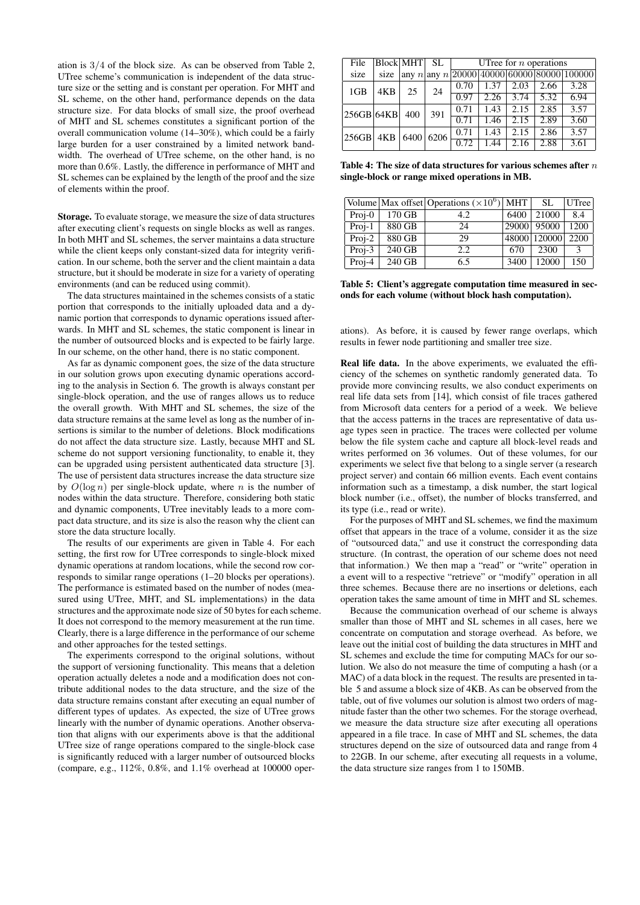ation is $3/4$ of the block size. As can be observed from Table 2, UTree scheme's communication is independent of the data structure size or the setting and is constant per operation. For MHT and SL scheme, on the other hand, performance depends on the data structure size. For data blocks of small size, the proof overhead of MHT and SL schemes constitutes a significant portion of the overall communication volume (14–30%), which could be a fairly large burden for a user constrained by a limited network bandwidth. The overhead of UTree scheme, on the other hand, is no more than 0.6%. Lastly, the difference in performance of MHT and SL schemes can be explained by the length of the proof and the size of elements within the proof.

**Storage.** To evaluate storage, we measure the size of data structures after executing client's requests on single blocks as well as ranges. In both MHT and SL schemes, the server maintains a data structure while the client keeps only constant-sized data for integrity verification. In our scheme, both the server and the client maintain a data structure, but it should be moderate in size for a variety of operating environments (and can be reduced using commit).

The data structures maintained in the schemes consists of a static portion that corresponds to the initially uploaded data and a dynamic portion that corresponds to dynamic operations issued afterwards. In MHT and SL schemes, the static component is linear in the number of outsourced blocks and is expected to be fairly large. In our scheme, on the other hand, there is no static component.

As far as dynamic component goes, the size of the data structure in our solution grows upon executing dynamic operations according to the analysis in Section 6. The growth is always constant per single-block operation, and the use of ranges allows us to reduce the overall growth. With MHT and SL schemes, the size of the data structure remains at the same level as long as the number of insertions is similar to the number of deletions. Block modifications do not affect the data structure size. Lastly, because MHT and SL scheme do not support versioning functionality, to enable it, they can be upgraded using persistent authenticated data structure [3]. The use of persistent data structures increase the data structure size by $O(\log n)$ per single-block update, where $n$ is the number of nodes within the data structure. Therefore, considering both static and dynamic components, UTree inevitably leads to a more compact data structure, and its size is also the reason why the client can store the data structure locally.

The results of our experiments are given in Table 4. For each setting, the first row for UTree corresponds to single-block mixed dynamic operations at random locations, while the second row corresponds to similar range operations (1–20 blocks per operations). The performance is estimated based on the number of nodes (measured using UTree, MHT, and SL implementations) in the data structures and the approximate node size of 50 bytes for each scheme. It does not correspond to the memory measurement at the run time. Clearly, there is a large difference in the performance of our scheme and other approaches for the tested settings.

The experiments correspond to the original solutions, without the support of versioning functionality. This means that a deletion operation actually deletes a node and a modification does not contribute additional nodes to the data structure, and the size of the data structure remains constant after executing an equal number of different types of updates. As expected, the size of UTree grows linearly with the number of dynamic operations. Another observation that aligns with our experiments above is that the additional UTree size of range operations compared to the single-block case is significantly reduced with a larger number of outsourced blocks (compare, e.g., 112%, 0.8%, and 1.1% overhead at 100000 operations). As before, it is caused by fewer range overlaps, which results in fewer node partitioning and smaller tree size.

| File size | Block size | MHT any $n$ | SL any $n$ | UTree for $n$ operations 20000 | 40000 | 60000 | 80000 | 100000 |
|---|---|---|---|---|---|---|---|---|
| 1GB | 4KB | 25 | 24 | 0.70 | 1.37 | 2.03 | 2.66 | 3.28 |
| | | | | 0.97 | 2.26 | 3.74 | 5.32 | 6.94 |
| 256GB | 64KB | 400 | 391 | 0.71 | 1.43 | 2.15 | 2.85 | 3.57 |
| | | | | 0.71 | 1.46 | 2.15 | 2.89 | 3.60 |
| 256GB | 4KB | 6400 | 6206 | 0.71 | 1.43 | 2.15 | 2.86 | 3.57 |
| | | | | 0.72 | 1.44 | 2.16 | 2.88 | 3.61 |

**Table 4: The size of data structures for various schemes after $n$ single-block or range mixed operations in MB.**

| Volume | Max offset | Operations ($\times 10^6$) | MHT | SL | UTree |
|---|---|---|---|---|---|
| Proj-0 | 170 GB | 4.2 | 6400 | 21000 | 8.4 |
| Proj-1 | 880 GB | 24 | 29000 | 95000 | 1200 |
| Proj-2 | 880 GB | 29 | 48000 | 120000 | 2200 |
| Proj-3 | 240 GB | 2.2 | 670 | 2300 | 3 |
| Proj-4 | 240 GB | 6.5 | 3400 | 12000 | 150 |

**Table 5: Client's aggregate computation time measured in seconds for each volume (without block hash computation).**

**Real life data.** In the above experiments, we evaluated the efficiency of the schemes on synthetic randomly generated data. To provide more convincing results, we also conduct experiments on real life data sets from [14], which consist of file traces gathered from Microsoft data centers for a period of a week. We believe that the access patterns in the traces are representative of data usage types seen in practice. The traces were collected per volume below the file system cache and capture all block-level reads and writes performed on 36 volumes. Out of these volumes, for our experiments we select five that belong to a single server (a research project server) and contain 66 million events. Each event contains information such as a timestamp, a disk number, the start logical block number (i.e., offset), the number of blocks transferred, and its type (i.e., read or write).

For the purposes of MHT and SL schemes, we find the maximum offset that appears in the trace of a volume, consider it as the size of "outsourced data," and use it construct the corresponding data structure. (In contrast, the operation of our scheme does not need that information.) We then map a "read" or "write" operation in a event will to a respective "retrieve" or "modify" operation in all three schemes. Because there are no insertions or deletions, each operation takes the same amount of time in MHT and SL schemes.

Because the communication overhead of our scheme is always smaller than those of MHT and SL schemes in all cases, here we concentrate on computation and storage overhead. As before, we leave out the initial cost of building the data structures in MHT and SL schemes and exclude the time for computing MACs for our solution. We also do not measure the time of computing a hash (or a MAC) of a data block in the request. The results are presented in table 5 and assume a block size of 4KB. As can be observed from the table, out of five volumes our solution is almost two orders of magnitude faster than the other two schemes. For the storage overhead, we measure the data structure size after executing all operations appeared in a file trace. In case of MHT and SL schemes, the data structures depend on the size of outsourced data and range from 4 to 22GB. In our scheme, after executing all requests in a volume, the data structure size ranges from 1 to 150MB.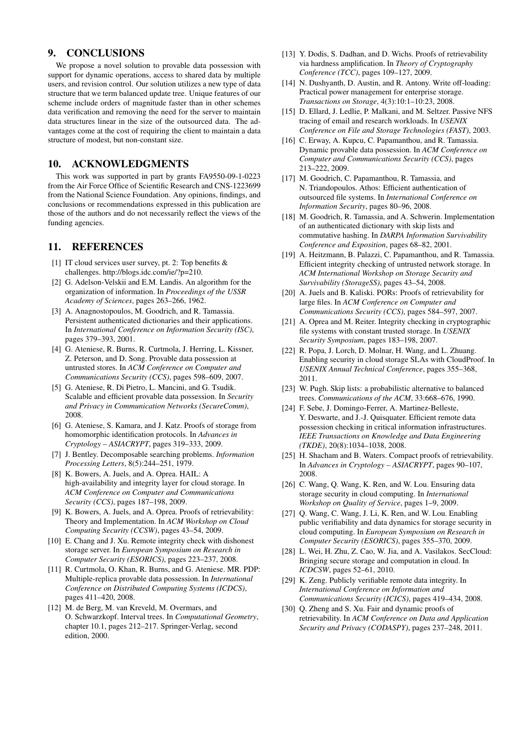## 9. CONCLUSIONS

We propose a novel solution to provable data possession with support for dynamic operations, access to shared data by multiple users, and revision control. Our solution utilizes a new type of data structure that we term balanced update tree. Unique features of our scheme include orders of magnitude faster than in other schemes data verification and removing the need for the server to maintain data structures linear in the size of the outsourced data. The advantages come at the cost of requiring the client to maintain a data structure of modest, but non-constant size.

## 10. ACKNOWLEDGMENTS

This work was supported in part by grants FA9550-09-1-0223 from the Air Force Office of Scientific Research and CNS-1223699 from the National Science Foundation. Any opinions, findings, and conclusions or recommendations expressed in this publication are those of the authors and do not necessarily reflect the views of the funding agencies.

## 11. REFERENCES

[1] IT cloud services user survey, pt. 2: Top benefits & challenges. http://blogs.idc.com/ie/?p=210.

[2] G. Adelson-Velskii and E.M. Landis. An algorithm for the organization of information. In *Proceedings of the USSR Academy of Sciences*, pages 263–266, 1962.

[3] A. Anagnostopoulos, M. Goodrich, and R. Tamassia. Persistent authenticated dictionaries and their applications. In *International Conference on Information Security (ISC)*, pages 379–393, 2001.

[4] G. Ateniese, R. Burns, R. Curtmola, J. Herring, L. Kissner, Z. Peterson, and D. Song. Provable data possession at untrusted stores. In *ACM Conference on Computer and Communications Security (CCS)*, pages 598–609, 2007.

[5] G. Ateniese, R. Di Pietro, L. Mancini, and G. Tsudik. Scalable and efficient provable data possession. In *Security and Privacy in Communication Networks (SecureComm)*, 2008.

[6] G. Ateniese, S. Kamara, and J. Katz. Proofs of storage from homomorphic identification protocols. In *Advances in Cryptology – ASIACRYPT*, pages 319–333, 2009.

[7] J. Bentley. Decomposable searching problems. *Information Processing Letters*, 8(5):244–251, 1979.

[8] K. Bowers, A. Juels, and A. Oprea. HAIL: A high-availability and integrity layer for cloud storage. In *ACM Conference on Computer and Communications Security (CCS)*, pages 187–198, 2009.

[9] K. Bowers, A. Juels, and A. Oprea. Proofs of retrievability: Theory and Implementation. In *ACM Workshop on Cloud Computing Security (CCSW)*, pages 43–54, 2009.

[10] E. Chang and J. Xu. Remote integrity check with dishonest storage server. In *European Symposium on Research in Computer Security (ESORICS)*, pages 223–237, 2008.

[11] R. Curtmola, O. Khan, R. Burns, and G. Ateniese. MR. PDP: Multiple-replica provable data possession. In *International Conference on Distributed Computing Systems (ICDCS)*, pages 411–420, 2008.

[12] M. de Berg, M. van Kreveld, M. Overmars, and O. Schwarzkopf. Interval trees. In *Computational Geometry*, chapter 10.1, pages 212–217. Springer-Verlag, second edition, 2000.

[13] Y. Dodis, S. Dadhan, and D. Wichs. Proofs of retrievability via hardness amplification. In *Theory of Cryptography Conference (TCC)*, pages 109–127, 2009.

[14] N. Dushyanth, D. Austin, and R. Antony. Write off-loading: Practical power management for enterprise storage. *Transactions on Storage*, 4(3):10:1–10:23, 2008.

[15] D. Ellard, J. Ledlie, P. Malkani, and M. Seltzer. Passive NFS tracing of email and research workloads. In *USENIX Conference on File and Storage Technologies (FAST)*, 2003.

[16] C. Erway, A. Kupcu, C. Papamanthou, and R. Tamassia. Dynamic provable data possession. In *ACM Conference on Computer and Communications Security (CCS)*, pages 213–222, 2009.

[17] M. Goodrich, C. Papamanthou, R. Tamassia, and N. Triandopoulos. Athos: Efficient authentication of outsourced file systems. In *International Conference on Information Security*, pages 80–96, 2008.

[18] M. Goodrich, R. Tamassia, and A. Schwerin. Implementation of an authenticated dictionary with skip lists and commutative hashing. In *DARPA Information Survivability Conference and Exposition*, pages 68–82, 2001.

[19] A. Heitzmann, B. Palazzi, C. Papamanthou, and R. Tamassia. Efficient integrity checking of untrusted network storage. In *ACM International Workshop on Storage Security and Survivability (StorageSS)*, pages 43–54, 2008.

[20] A. Juels and B. Kaliski. PORs: Proofs of retrievability for large files. In *ACM Conference on Computer and Communications Security (CCS)*, pages 584–597, 2007.

[21] A. Oprea and M. Reiter. Integrity checking in cryptographic file systems with constant trusted storage. In *USENIX Security Symposium*, pages 183–198, 2007.

[22] R. Popa, J. Lorch, D. Molnar, H. Wang, and L. Zhuang. Enabling security in cloud storage SLAs with CloudProof. In *USENIX Annual Technical Conference*, pages 355–368, 2011.

[23] W. Pugh. Skip lists: a probabilistic alternative to balanced trees. *Communications of the ACM*, 33:668–676, 1990.

[24] F. Sebe, J. Domingo-Ferrer, A. Martinez-Belleste, Y. Deswarte, and J.-J. Quisquater. Efficient remote data possession checking in critical information infrastructures. *IEEE Transactions on Knowledge and Data Engineering (TKDE)*, 20(8):1034–1038, 2008.

[25] H. Shacham and B. Waters. Compact proofs of retrievability. In *Advances in Cryptology – ASIACRYPT*, pages 90–107, 2008.

[26] C. Wang, Q. Wang, K. Ren, and W. Lou. Ensuring data storage security in cloud computing. In *International Workshop on Quality of Service*, pages 1–9, 2009.

[27] Q. Wang, C. Wang, J. Li, K. Ren, and W. Lou. Enabling public verifiability and data dynamics for storage security in cloud computing. In *European Symposium on Research in Computer Security (ESORICS)*, pages 355–370, 2009.

[28] L. Wei, H. Zhu, Z. Cao, W. Jia, and A. Vasilakos. SecCloud: Bringing secure storage and computation in cloud. In *ICDCSW*, pages 52–61, 2010.

[29] K. Zeng. Publicly verifiable remote data integrity. In *International Conference on Information and Communications Security (ICICS)*, pages 419–434, 2008.

[30] Q. Zheng and S. Xu. Fair and dynamic proofs of retrievability. In *ACM Conference on Data and Application Security and Privacy (CODASPY)*, pages 237–248, 2011.